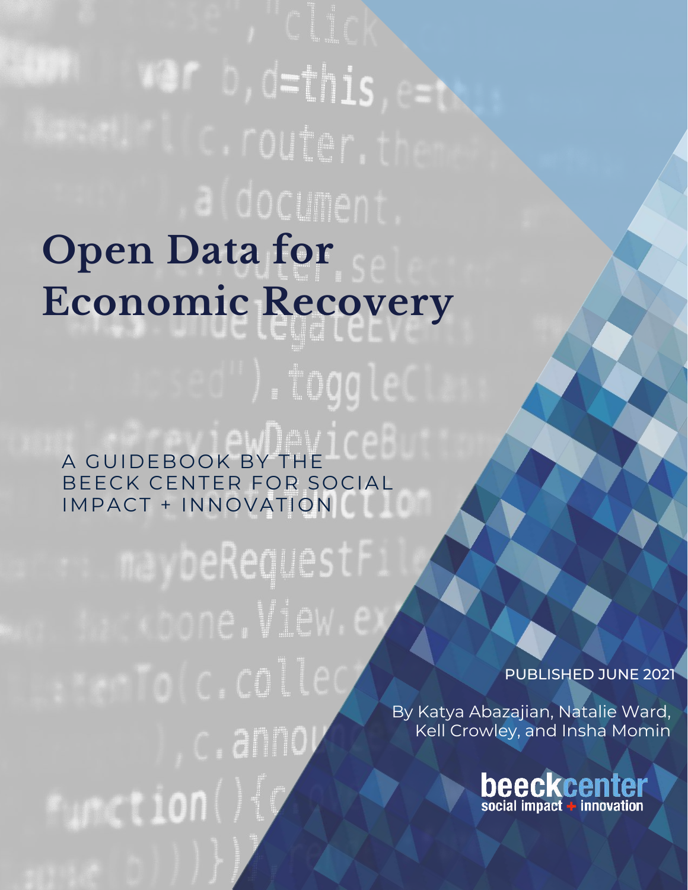# Open Data for Economic Recovery

A GUIDEBOOK BY THE BEECK CENTER FOR SOCIAL IMPACT + INNOVATION

PUBLISHED JUNE 2021

By Katya Abazajian, Natalie Ward, Kell Crowley, and Insha Momin

beeckcenter social impact + innovation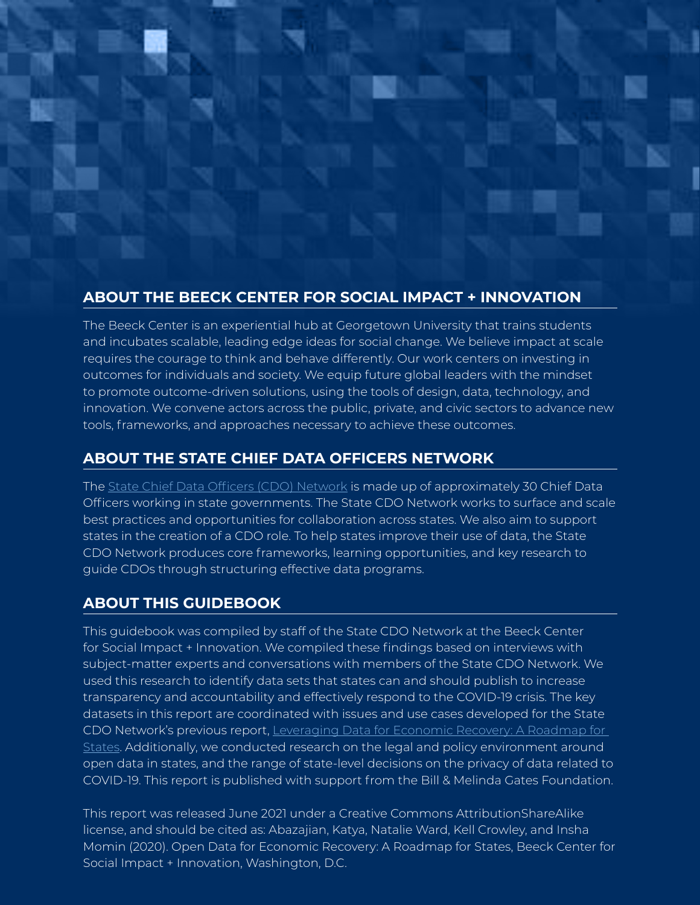## ABOUT THE BEECK CENTER FOR SOCIAL IMPACT + INNOVATION

The Beeck Center is an experiential hub at Georgetown University that trains students and incubates scalable, leading edge ideas for social change. We believe impact at scale requires the courage to think and behave differently. Our work centers on investing in outcomes for individuals and society. We equip future global leaders with the mindset to promote outcome-driven solutions, using the tools of design, data, technology, and innovation. We convene actors across the public, private, and civic sectors to advance new tools, frameworks, and approaches necessary to achieve these outcomes.

## ABOUT THE STATE CHIEF DATA OFFICERS NETWORK

The State Chief Data Officers (CDO) Network is made up of approximately 30 Chief Data Officers working in state governments. The State CDO Network works to surface and scale best practices and opportunities for collaboration across states. We also aim to support states in the creation of a CDO role. To help states improve their use of data, the State CDO Network produces core frameworks, learning opportunities, and key research to guide CDOs through structuring effective data programs.

## ABOUT THIS GUIDEBOOK

This guidebook was compiled by staff of the State CDO Network at the Beeck Center for Social Impact + Innovation. We compiled these findings based on interviews with subject-matter experts and conversations with members of the State CDO Network. We used this research to identify data sets that states can and should publish to increase transparency and accountability and effectively respond to the COVID-19 crisis. The key datasets in this report are coordinated with issues and use cases developed for the State CDO Network's previous report, Leveraging Data for Economic Recovery: A Roadmap for States. Additionally, we conducted research on the legal and policy environment around open data in states, and the range of state-level decisions on the privacy of data related to COVID-19. This report is published with support from the Bill & Melinda Gates Foundation.

This report was released June 2021 under a Creative Commons AttributionShareAlike license, and should be cited as: Abazajian, Katya, Natalie Ward, Kell Crowley, and Insha Momin (2020). Open Data for Economic Recovery: A Roadmap for States, Beeck Center for Social Impact + Innovation, Washington, D.C.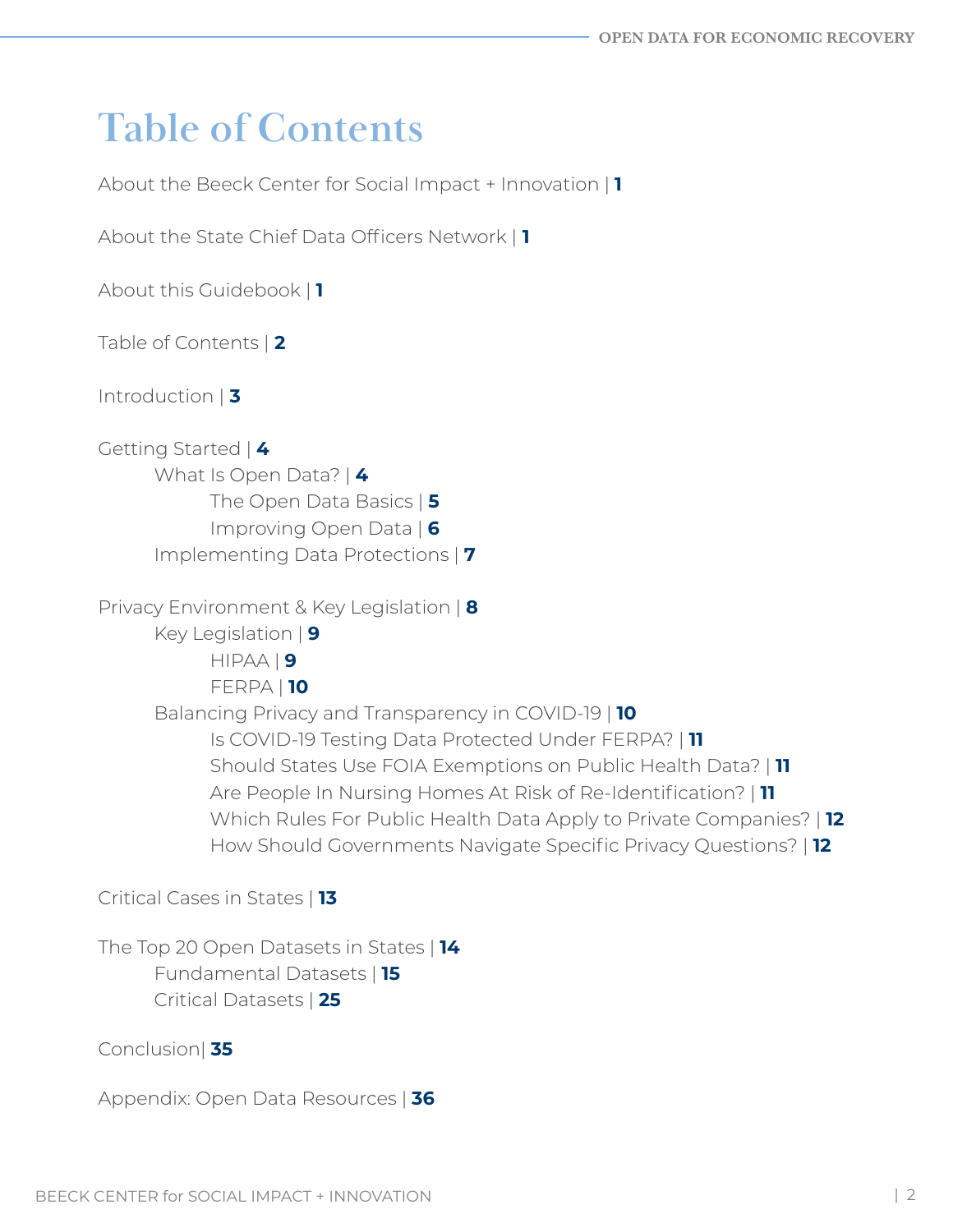# Table of Contents

About the Beeck Center for Social Impact + Innovation | **1**

About the State Chief Data Officers Network | **1**

About this Guidebook | **1**

Table of Contents | **2**

Introduction | **3**

Getting Started | **4**
- What Is Open Data? | **4**
  - The Open Data Basics | **5**
  - Improving Open Data | **6**
- Implementing Data Protections | **7**

Privacy Environment & Key Legislation | **8**
- Key Legislation | **9**
  - HIPAA | **9**
  - FERPA | **10**
- Balancing Privacy and Transparency in COVID-19 | **10**
  - Is COVID-19 Testing Data Protected Under FERPA? | **11**
  - Should States Use FOIA Exemptions on Public Health Data? | **11**
  - Are People In Nursing Homes At Risk of Re-Identification? | **11**
  - Which Rules For Public Health Data Apply to Private Companies? | **12**
  - How Should Governments Navigate Specific Privacy Questions? | **12**

Critical Cases in States | **13**

The Top 20 Open Datasets in States | **14**
- Fundamental Datasets | **15**
- Critical Datasets | **25**

Conclusion| **35**

Appendix: Open Data Resources | **36**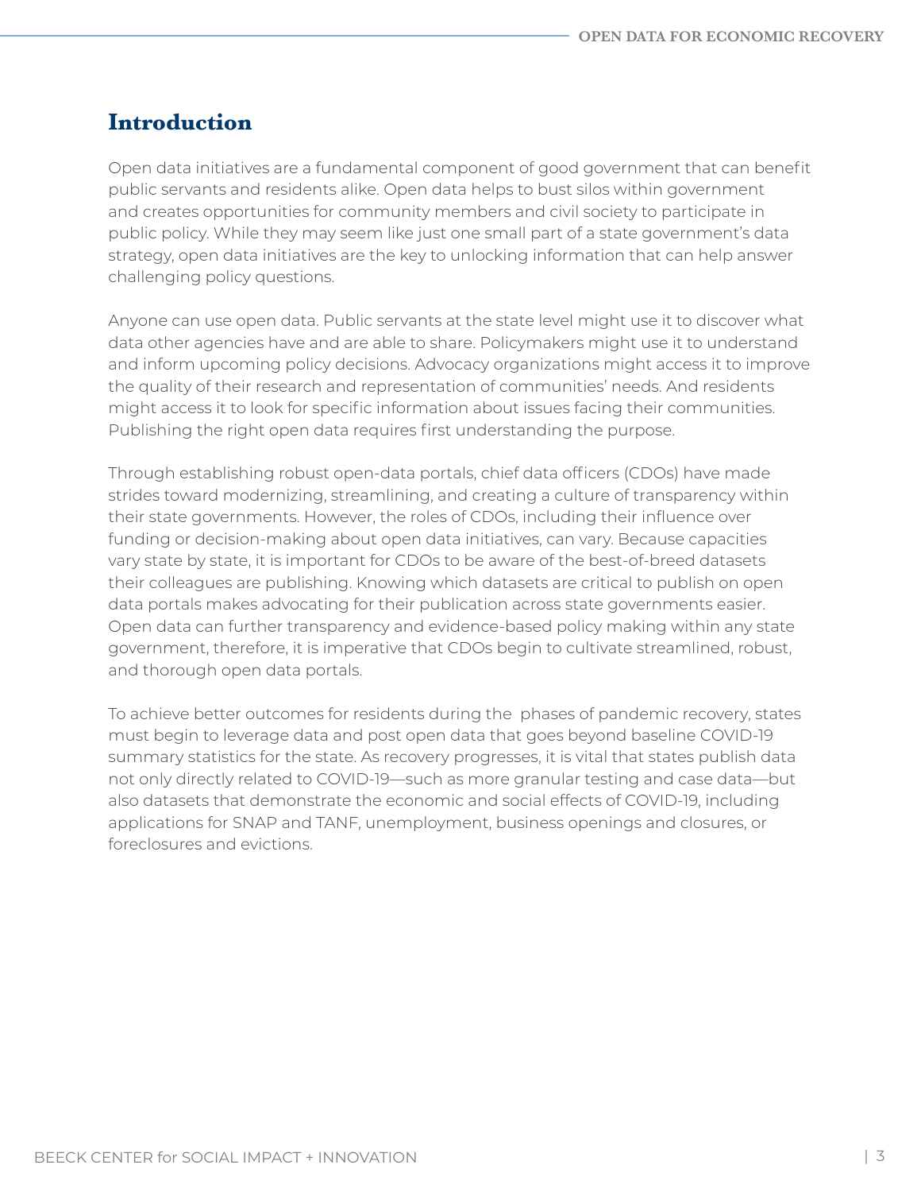## Introduction

Open data initiatives are a fundamental component of good government that can benefit public servants and residents alike. Open data helps to bust silos within government and creates opportunities for community members and civil society to participate in public policy. While they may seem like just one small part of a state government's data strategy, open data initiatives are the key to unlocking information that can help answer challenging policy questions.

Anyone can use open data. Public servants at the state level might use it to discover what data other agencies have and are able to share. Policymakers might use it to understand and inform upcoming policy decisions. Advocacy organizations might access it to improve the quality of their research and representation of communities' needs. And residents might access it to look for specific information about issues facing their communities. Publishing the right open data requires first understanding the purpose.

Through establishing robust open-data portals, chief data officers (CDOs) have made strides toward modernizing, streamlining, and creating a culture of transparency within their state governments. However, the roles of CDOs, including their influence over funding or decision-making about open data initiatives, can vary. Because capacities vary state by state, it is important for CDOs to be aware of the best-of-breed datasets their colleagues are publishing. Knowing which datasets are critical to publish on open data portals makes advocating for their publication across state governments easier. Open data can further transparency and evidence-based policy making within any state government, therefore, it is imperative that CDOs begin to cultivate streamlined, robust, and thorough open data portals.

To achieve better outcomes for residents during the phases of pandemic recovery, states must begin to leverage data and post open data that goes beyond baseline COVID-19 summary statistics for the state. As recovery progresses, it is vital that states publish data not only directly related to COVID-19—such as more granular testing and case data—but also datasets that demonstrate the economic and social effects of COVID-19, including applications for SNAP and TANF, unemployment, business openings and closures, or foreclosures and evictions.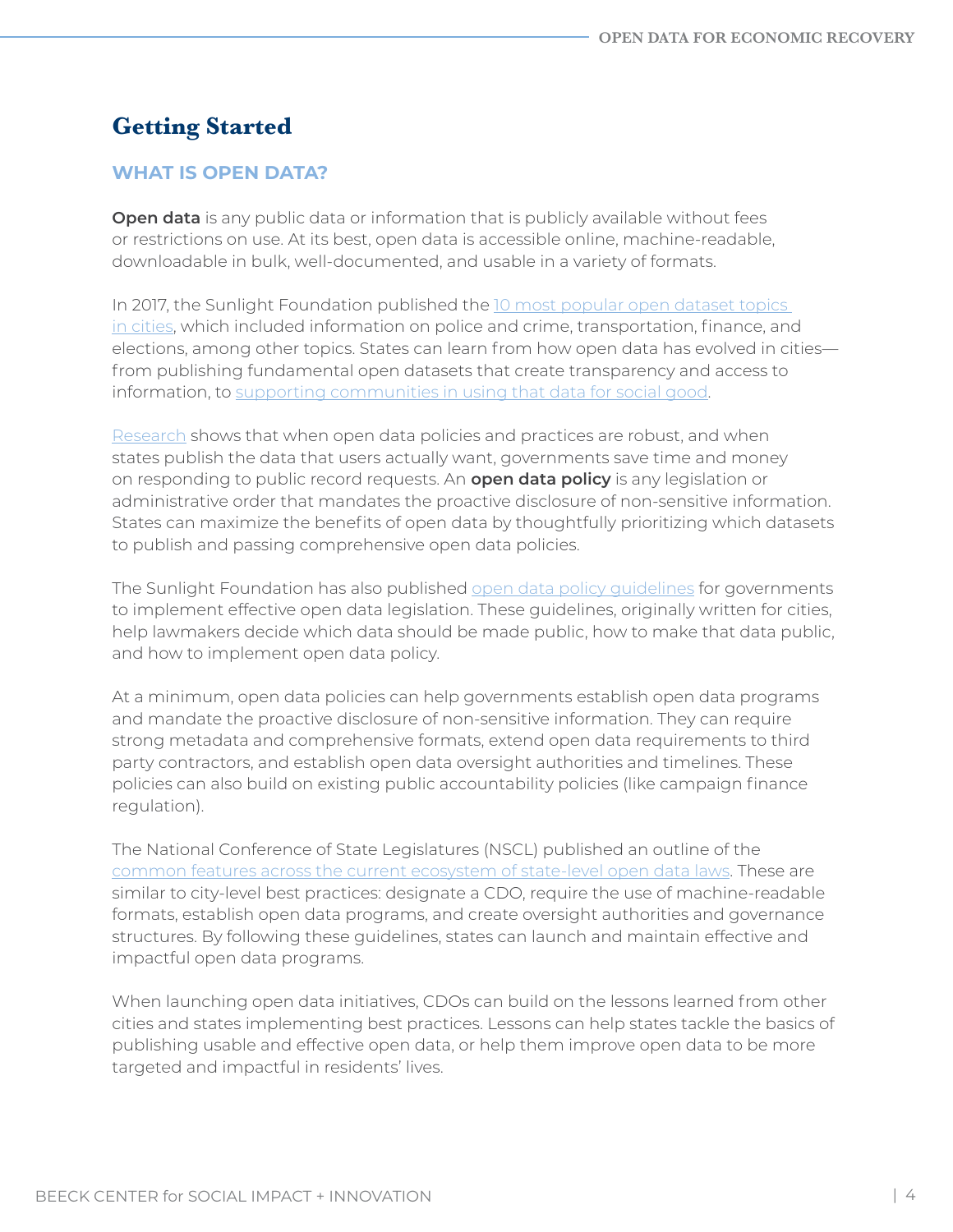# Getting Started

## WHAT IS OPEN DATA?

**Open data** is any public data or information that is publicly available without fees or restrictions on use. At its best, open data is accessible online, machine-readable, downloadable in bulk, well-documented, and usable in a variety of formats.

In 2017, the Sunlight Foundation published the 10 most popular open dataset topics in cities, which included information on police and crime, transportation, finance, and elections, among other topics. States can learn from how open data has evolved in cities—from publishing fundamental open datasets that create transparency and access to information, to supporting communities in using that data for social good.

Research shows that when open data policies and practices are robust, and when states publish the data that users actually want, governments save time and money on responding to public record requests. An **open data policy** is any legislation or administrative order that mandates the proactive disclosure of non-sensitive information. States can maximize the benefits of open data by thoughtfully prioritizing which datasets to publish and passing comprehensive open data policies.

The Sunlight Foundation has also published open data policy guidelines for governments to implement effective open data legislation. These guidelines, originally written for cities, help lawmakers decide which data should be made public, how to make that data public, and how to implement open data policy.

At a minimum, open data policies can help governments establish open data programs and mandate the proactive disclosure of non-sensitive information. They can require strong metadata and comprehensive formats, extend open data requirements to third party contractors, and establish open data oversight authorities and timelines. These policies can also build on existing public accountability policies (like campaign finance regulation).

The National Conference of State Legislatures (NSCL) published an outline of the common features across the current ecosystem of state-level open data laws. These are similar to city-level best practices: designate a CDO, require the use of machine-readable formats, establish open data programs, and create oversight authorities and governance structures. By following these guidelines, states can launch and maintain effective and impactful open data programs.

When launching open data initiatives, CDOs can build on the lessons learned from other cities and states implementing best practices. Lessons can help states tackle the basics of publishing usable and effective open data, or help them improve open data to be more targeted and impactful in residents' lives.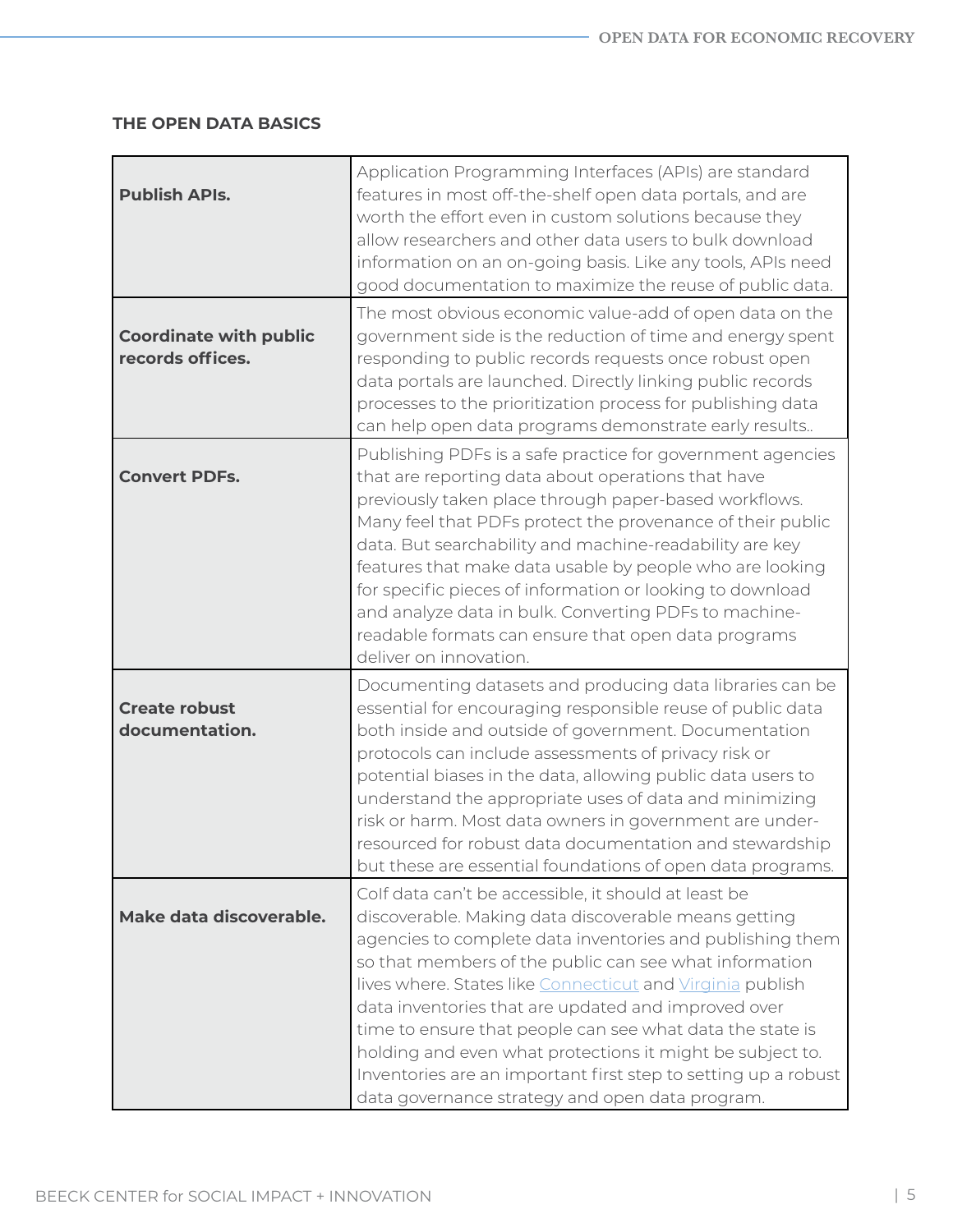**THE OPEN DATA BASICS**

| | |
|---|---|
| **Publish APIs.** | Application Programming Interfaces (APIs) are standard features in most off-the-shelf open data portals, and are worth the effort even in custom solutions because they allow researchers and other data users to bulk download information on an on-going basis. Like any tools, APIs need good documentation to maximize the reuse of public data. |
| **Coordinate with public records offices.** | The most obvious economic value-add of open data on the government side is the reduction of time and energy spent responding to public records requests once robust open data portals are launched. Directly linking public records processes to the prioritization process for publishing data can help open data programs demonstrate early results.. |
| **Convert PDFs.** | Publishing PDFs is a safe practice for government agencies that are reporting data about operations that have previously taken place through paper-based workflows. Many feel that PDFs protect the provenance of their public data. But searchability and machine-readability are key features that make data usable by people who are looking for specific pieces of information or looking to download and analyze data in bulk. Converting PDFs to machine-readable formats can ensure that open data programs deliver on innovation. |
| **Create robust documentation.** | Documenting datasets and producing data libraries can be essential for encouraging responsible reuse of public data both inside and outside of government. Documentation protocols can include assessments of privacy risk or potential biases in the data, allowing public data users to understand the appropriate uses of data and minimizing risk or harm. Most data owners in government are under-resourced for robust data documentation and stewardship but these are essential foundations of open data programs. |
| **Make data discoverable.** | CoIf data can't be accessible, it should at least be discoverable. Making data discoverable means getting agencies to complete data inventories and publishing them so that members of the public can see what information lives where. States like Connecticut and Virginia publish data inventories that are updated and improved over time to ensure that people can see what data the state is holding and even what protections it might be subject to. Inventories are an important first step to setting up a robust data governance strategy and open data program. |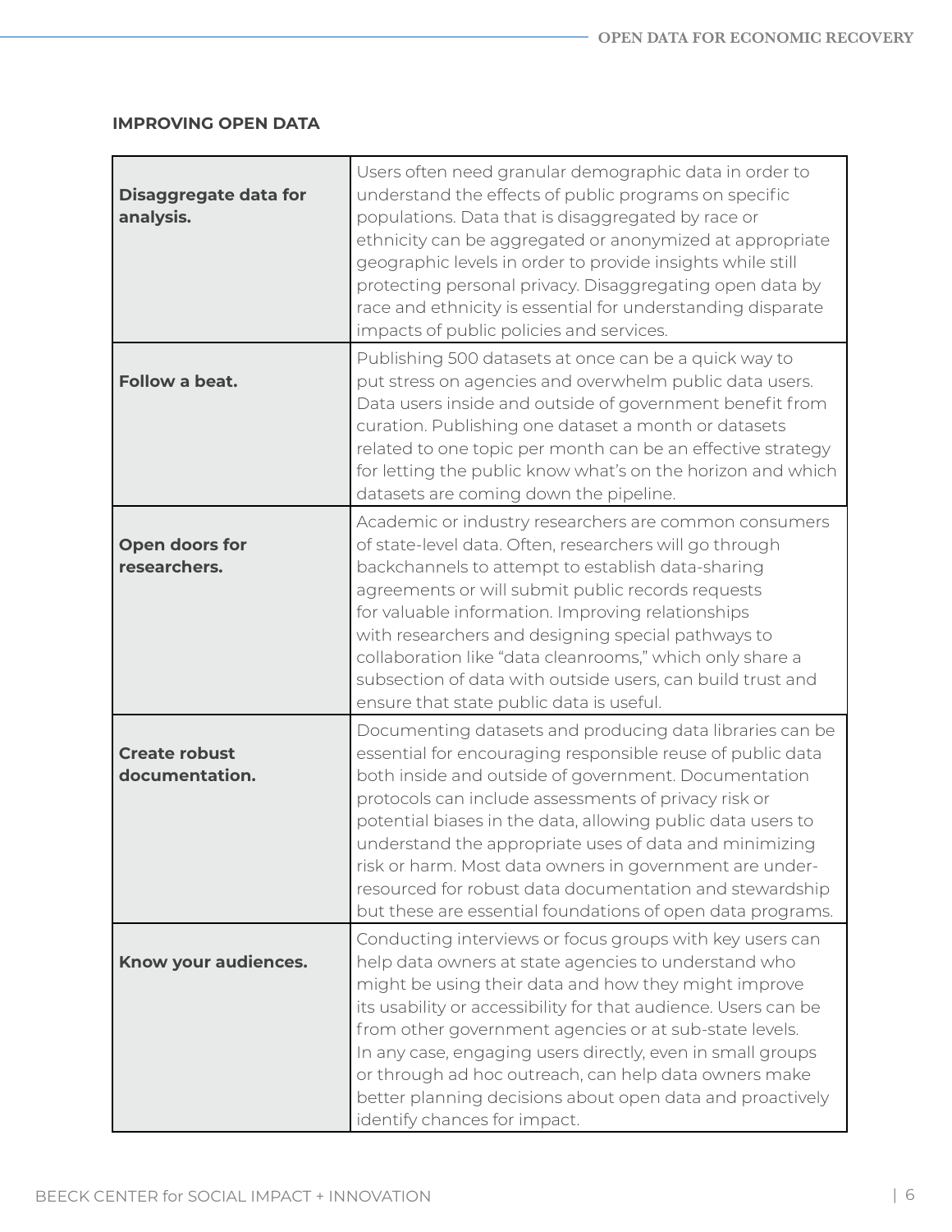**IMPROVING OPEN DATA**

| | |
|---|---|
| **Disaggregate data for analysis.** | Users often need granular demographic data in order to understand the effects of public programs on specific populations. Data that is disaggregated by race or ethnicity can be aggregated or anonymized at appropriate geographic levels in order to provide insights while still protecting personal privacy. Disaggregating open data by race and ethnicity is essential for understanding disparate impacts of public policies and services. |
| **Follow a beat.** | Publishing 500 datasets at once can be a quick way to put stress on agencies and overwhelm public data users. Data users inside and outside of government benefit from curation. Publishing one dataset a month or datasets related to one topic per month can be an effective strategy for letting the public know what's on the horizon and which datasets are coming down the pipeline. |
| **Open doors for researchers.** | Academic or industry researchers are common consumers of state-level data. Often, researchers will go through backchannels to attempt to establish data-sharing agreements or will submit public records requests for valuable information. Improving relationships with researchers and designing special pathways to collaboration like "data cleanrooms," which only share a subsection of data with outside users, can build trust and ensure that state public data is useful. |
| **Create robust documentation.** | Documenting datasets and producing data libraries can be essential for encouraging responsible reuse of public data both inside and outside of government. Documentation protocols can include assessments of privacy risk or potential biases in the data, allowing public data users to understand the appropriate uses of data and minimizing risk or harm. Most data owners in government are under-resourced for robust data documentation and stewardship but these are essential foundations of open data programs. |
| **Know your audiences.** | Conducting interviews or focus groups with key users can help data owners at state agencies to understand who might be using their data and how they might improve its usability or accessibility for that audience. Users can be from other government agencies or at sub-state levels. In any case, engaging users directly, even in small groups or through ad hoc outreach, can help data owners make better planning decisions about open data and proactively identify chances for impact. |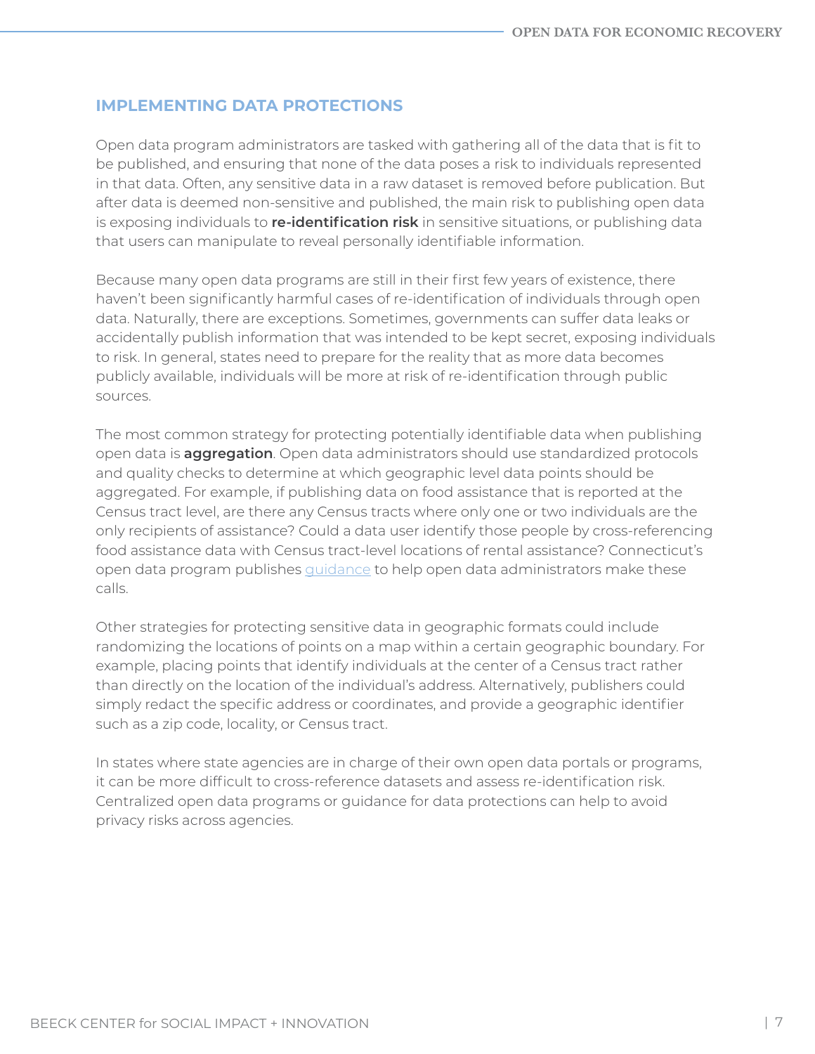## IMPLEMENTING DATA PROTECTIONS

Open data program administrators are tasked with gathering all of the data that is fit to be published, and ensuring that none of the data poses a risk to individuals represented in that data. Often, any sensitive data in a raw dataset is removed before publication. But after data is deemed non-sensitive and published, the main risk to publishing open data is exposing individuals to **re-identification risk** in sensitive situations, or publishing data that users can manipulate to reveal personally identifiable information.

Because many open data programs are still in their first few years of existence, there haven't been significantly harmful cases of re-identification of individuals through open data. Naturally, there are exceptions. Sometimes, governments can suffer data leaks or accidentally publish information that was intended to be kept secret, exposing individuals to risk. In general, states need to prepare for the reality that as more data becomes publicly available, individuals will be more at risk of re-identification through public sources.

The most common strategy for protecting potentially identifiable data when publishing open data is **aggregation**. Open data administrators should use standardized protocols and quality checks to determine at which geographic level data points should be aggregated. For example, if publishing data on food assistance that is reported at the Census tract level, are there any Census tracts where only one or two individuals are the only recipients of assistance? Could a data user identify those people by cross-referencing food assistance data with Census tract-level locations of rental assistance? Connecticut's open data program publishes guidance to help open data administrators make these calls.

Other strategies for protecting sensitive data in geographic formats could include randomizing the locations of points on a map within a certain geographic boundary. For example, placing points that identify individuals at the center of a Census tract rather than directly on the location of the individual's address. Alternatively, publishers could simply redact the specific address or coordinates, and provide a geographic identifier such as a zip code, locality, or Census tract.

In states where state agencies are in charge of their own open data portals or programs, it can be more difficult to cross-reference datasets and assess re-identification risk. Centralized open data programs or guidance for data protections can help to avoid privacy risks across agencies.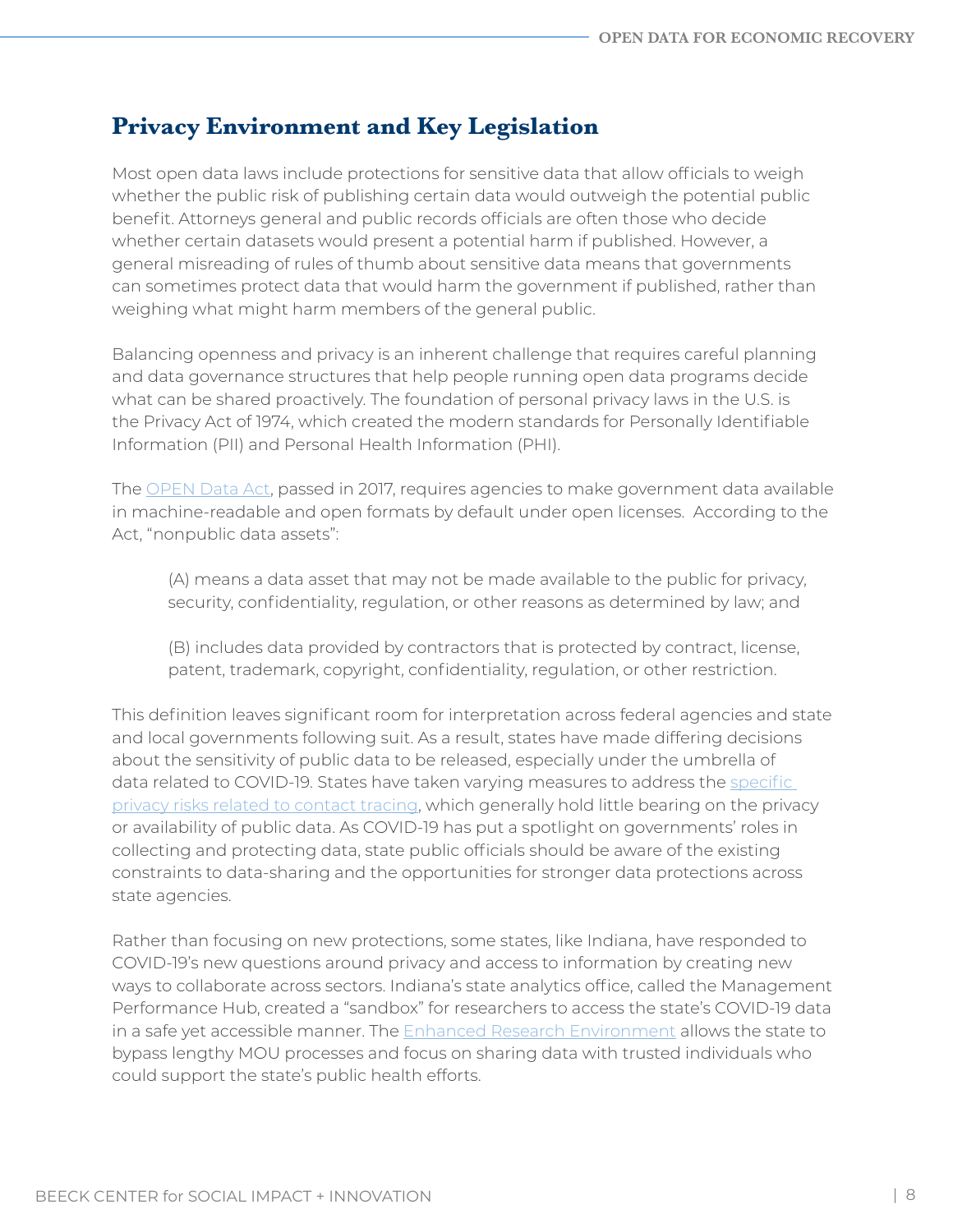## Privacy Environment and Key Legislation

Most open data laws include protections for sensitive data that allow officials to weigh whether the public risk of publishing certain data would outweigh the potential public benefit. Attorneys general and public records officials are often those who decide whether certain datasets would present a potential harm if published. However, a general misreading of rules of thumb about sensitive data means that governments can sometimes protect data that would harm the government if published, rather than weighing what might harm members of the general public.

Balancing openness and privacy is an inherent challenge that requires careful planning and data governance structures that help people running open data programs decide what can be shared proactively. The foundation of personal privacy laws in the U.S. is the Privacy Act of 1974, which created the modern standards for Personally Identifiable Information (PII) and Personal Health Information (PHI).

The OPEN Data Act, passed in 2017, requires agencies to make government data available in machine-readable and open formats by default under open licenses. According to the Act, "nonpublic data assets":

> (A) means a data asset that may not be made available to the public for privacy, security, confidentiality, regulation, or other reasons as determined by law; and
>
> (B) includes data provided by contractors that is protected by contract, license, patent, trademark, copyright, confidentiality, regulation, or other restriction.

This definition leaves significant room for interpretation across federal agencies and state and local governments following suit. As a result, states have made differing decisions about the sensitivity of public data to be released, especially under the umbrella of data related to COVID-19. States have taken varying measures to address the specific privacy risks related to contact tracing, which generally hold little bearing on the privacy or availability of public data. As COVID-19 has put a spotlight on governments' roles in collecting and protecting data, state public officials should be aware of the existing constraints to data-sharing and the opportunities for stronger data protections across state agencies.

Rather than focusing on new protections, some states, like Indiana, have responded to COVID-19's new questions around privacy and access to information by creating new ways to collaborate across sectors. Indiana's state analytics office, called the Management Performance Hub, created a "sandbox" for researchers to access the state's COVID-19 data in a safe yet accessible manner. The Enhanced Research Environment allows the state to bypass lengthy MOU processes and focus on sharing data with trusted individuals who could support the state's public health efforts.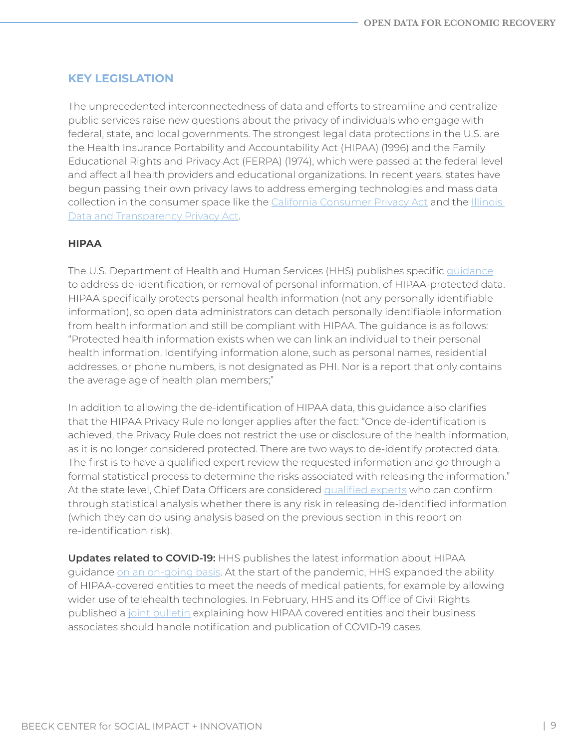## KEY LEGISLATION

The unprecedented interconnectedness of data and efforts to streamline and centralize public services raise new questions about the privacy of individuals who engage with federal, state, and local governments. The strongest legal data protections in the U.S. are the Health Insurance Portability and Accountability Act (HIPAA) (1996) and the Family Educational Rights and Privacy Act (FERPA) (1974), which were passed at the federal level and affect all health providers and educational organizations. In recent years, states have begun passing their own privacy laws to address emerging technologies and mass data collection in the consumer space like the California Consumer Privacy Act and the Illinois Data and Transparency Privacy Act.

### HIPAA

The U.S. Department of Health and Human Services (HHS) publishes specific guidance to address de-identification, or removal of personal information, of HIPAA-protected data. HIPAA specifically protects personal health information (not any personally identifiable information), so open data administrators can detach personally identifiable information from health information and still be compliant with HIPAA. The guidance is as follows: "Protected health information exists when we can link an individual to their personal health information. Identifying information alone, such as personal names, residential addresses, or phone numbers, is not designated as PHI. Nor is a report that only contains the average age of health plan members;"

In addition to allowing the de-identification of HIPAA data, this guidance also clarifies that the HIPAA Privacy Rule no longer applies after the fact: "Once de-identification is achieved, the Privacy Rule does not restrict the use or disclosure of the health information, as it is no longer considered protected. There are two ways to de-identify protected data. The first is to have a qualified expert review the requested information and go through a formal statistical process to determine the risks associated with releasing the information." At the state level, Chief Data Officers are considered qualified experts who can confirm through statistical analysis whether there is any risk in releasing de-identified information (which they can do using analysis based on the previous section in this report on re-identification risk).

**Updates related to COVID-19:** HHS publishes the latest information about HIPAA guidance on an on-going basis. At the start of the pandemic, HHS expanded the ability of HIPAA-covered entities to meet the needs of medical patients, for example by allowing wider use of telehealth technologies. In February, HHS and its Office of Civil Rights published a joint bulletin explaining how HIPAA covered entities and their business associates should handle notification and publication of COVID-19 cases.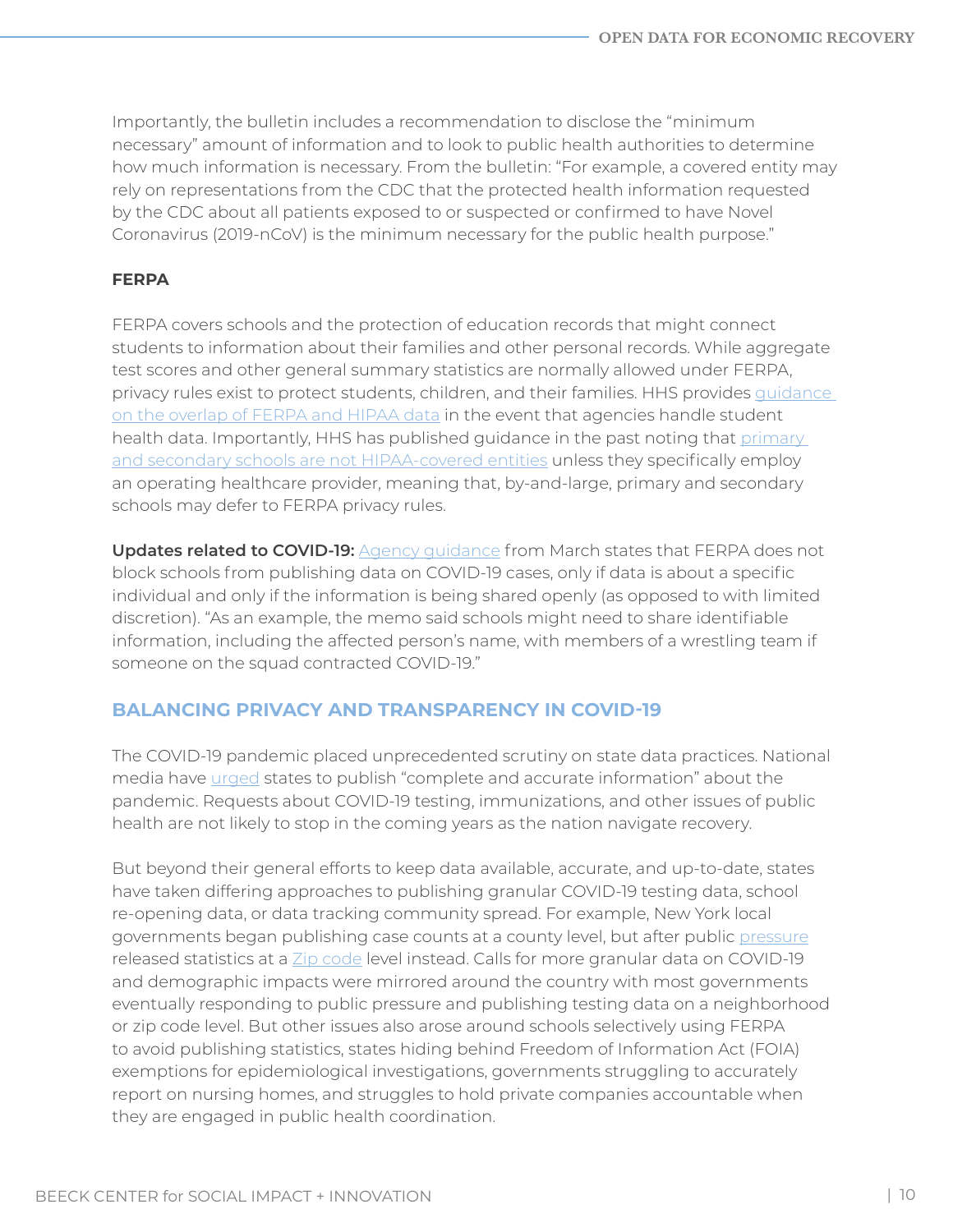Importantly, the bulletin includes a recommendation to disclose the "minimum necessary" amount of information and to look to public health authorities to determine how much information is necessary. From the bulletin: "For example, a covered entity may rely on representations from the CDC that the protected health information requested by the CDC about all patients exposed to or suspected or confirmed to have Novel Coronavirus (2019-nCoV) is the minimum necessary for the public health purpose."

**FERPA**

FERPA covers schools and the protection of education records that might connect students to information about their families and other personal records. While aggregate test scores and other general summary statistics are normally allowed under FERPA, privacy rules exist to protect students, children, and their families. HHS provides guidance on the overlap of FERPA and HIPAA data in the event that agencies handle student health data. Importantly, HHS has published guidance in the past noting that primary and secondary schools are not HIPAA-covered entities unless they specifically employ an operating healthcare provider, meaning that, by-and-large, primary and secondary schools may defer to FERPA privacy rules.

**Updates related to COVID-19:** Agency guidance from March states that FERPA does not block schools from publishing data on COVID-19 cases, only if data is about a specific individual and only if the information is being shared openly (as opposed to with limited discretion). "As an example, the memo said schools might need to share identifiable information, including the affected person's name, with members of a wrestling team if someone on the squad contracted COVID-19."

## BALANCING PRIVACY AND TRANSPARENCY IN COVID-19

The COVID-19 pandemic placed unprecedented scrutiny on state data practices. National media have urged states to publish "complete and accurate information" about the pandemic. Requests about COVID-19 testing, immunizations, and other issues of public health are not likely to stop in the coming years as the nation navigate recovery.

But beyond their general efforts to keep data available, accurate, and up-to-date, states have taken differing approaches to publishing granular COVID-19 testing data, school re-opening data, or data tracking community spread. For example, New York local governments began publishing case counts at a county level, but after public pressure released statistics at a Zip code level instead. Calls for more granular data on COVID-19 and demographic impacts were mirrored around the country with most governments eventually responding to public pressure and publishing testing data on a neighborhood or zip code level. But other issues also arose around schools selectively using FERPA to avoid publishing statistics, states hiding behind Freedom of Information Act (FOIA) exemptions for epidemiological investigations, governments struggling to accurately report on nursing homes, and struggles to hold private companies accountable when they are engaged in public health coordination.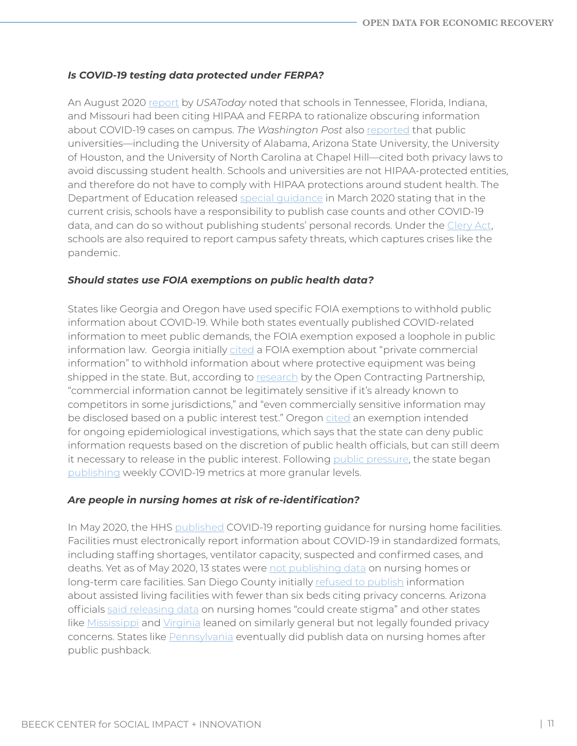***Is COVID-19 testing data protected under FERPA?***

An August 2020 report by *USAToday* noted that schools in Tennessee, Florida, Indiana, and Missouri had been citing HIPAA and FERPA to rationalize obscuring information about COVID-19 cases on campus. *The Washington Post* also reported that public universities—including the University of Alabama, Arizona State University, the University of Houston, and the University of North Carolina at Chapel Hill—cited both privacy laws to avoid discussing student health. Schools and universities are not HIPAA-protected entities, and therefore do not have to comply with HIPAA protections around student health. The Department of Education released special guidance in March 2020 stating that in the current crisis, schools have a responsibility to publish case counts and other COVID-19 data, and can do so without publishing students' personal records. Under the Clery Act, schools are also required to report campus safety threats, which captures crises like the pandemic.

***Should states use FOIA exemptions on public health data?***

States like Georgia and Oregon have used specific FOIA exemptions to withhold public information about COVID-19. While both states eventually published COVID-related information to meet public demands, the FOIA exemption exposed a loophole in public information law. Georgia initially cited a FOIA exemption about "private commercial information" to withhold information about where protective equipment was being shipped in the state. But, according to research by the Open Contracting Partnership, "commercial information cannot be legitimately sensitive if it's already known to competitors in some jurisdictions," and "even commercially sensitive information may be disclosed based on a public interest test." Oregon cited an exemption intended for ongoing epidemiological investigations, which says that the state can deny public information requests based on the discretion of public health officials, but can still deem it necessary to release in the public interest. Following public pressure, the state began publishing weekly COVID-19 metrics at more granular levels.

***Are people in nursing homes at risk of re-identification?***

In May 2020, the HHS published COVID-19 reporting guidance for nursing home facilities. Facilities must electronically report information about COVID-19 in standardized formats, including staffing shortages, ventilator capacity, suspected and confirmed cases, and deaths. Yet as of May 2020, 13 states were not publishing data on nursing homes or long-term care facilities. San Diego County initially refused to publish information about assisted living facilities with fewer than six beds citing privacy concerns. Arizona officials said releasing data on nursing homes "could create stigma" and other states like Mississippi and Virginia leaned on similarly general but not legally founded privacy concerns. States like Pennsylvania eventually did publish data on nursing homes after public pushback.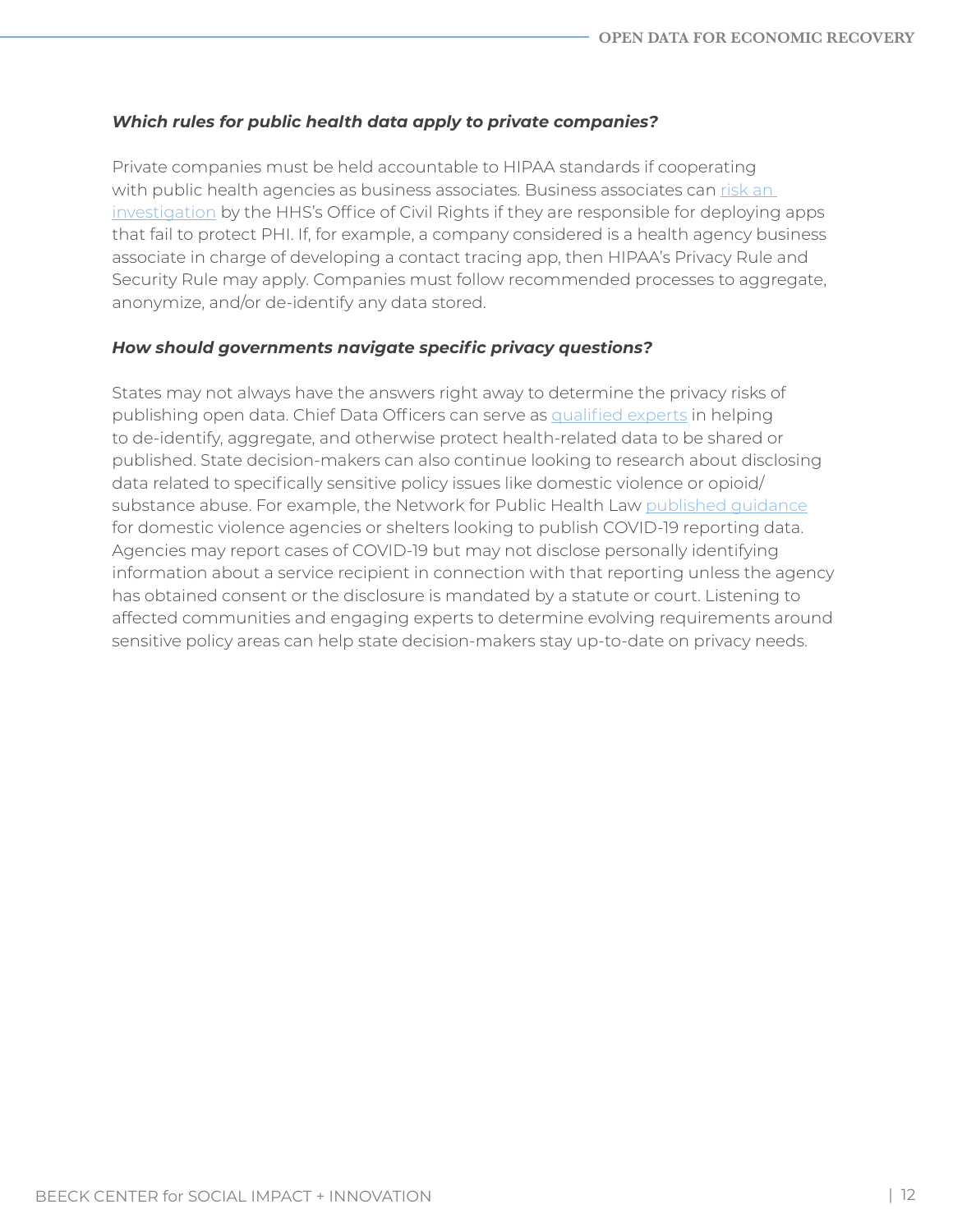***Which rules for public health data apply to private companies?***

Private companies must be held accountable to HIPAA standards if cooperating with public health agencies as business associates. Business associates can risk an investigation by the HHS's Office of Civil Rights if they are responsible for deploying apps that fail to protect PHI. If, for example, a company considered is a health agency business associate in charge of developing a contact tracing app, then HIPAA's Privacy Rule and Security Rule may apply. Companies must follow recommended processes to aggregate, anonymize, and/or de-identify any data stored.

***How should governments navigate specific privacy questions?***

States may not always have the answers right away to determine the privacy risks of publishing open data. Chief Data Officers can serve as qualified experts in helping to de-identify, aggregate, and otherwise protect health-related data to be shared or published. State decision-makers can also continue looking to research about disclosing data related to specifically sensitive policy issues like domestic violence or opioid/substance abuse. For example, the Network for Public Health Law published guidance for domestic violence agencies or shelters looking to publish COVID-19 reporting data. Agencies may report cases of COVID-19 but may not disclose personally identifying information about a service recipient in connection with that reporting unless the agency has obtained consent or the disclosure is mandated by a statute or court. Listening to affected communities and engaging experts to determine evolving requirements around sensitive policy areas can help state decision-makers stay up-to-date on privacy needs.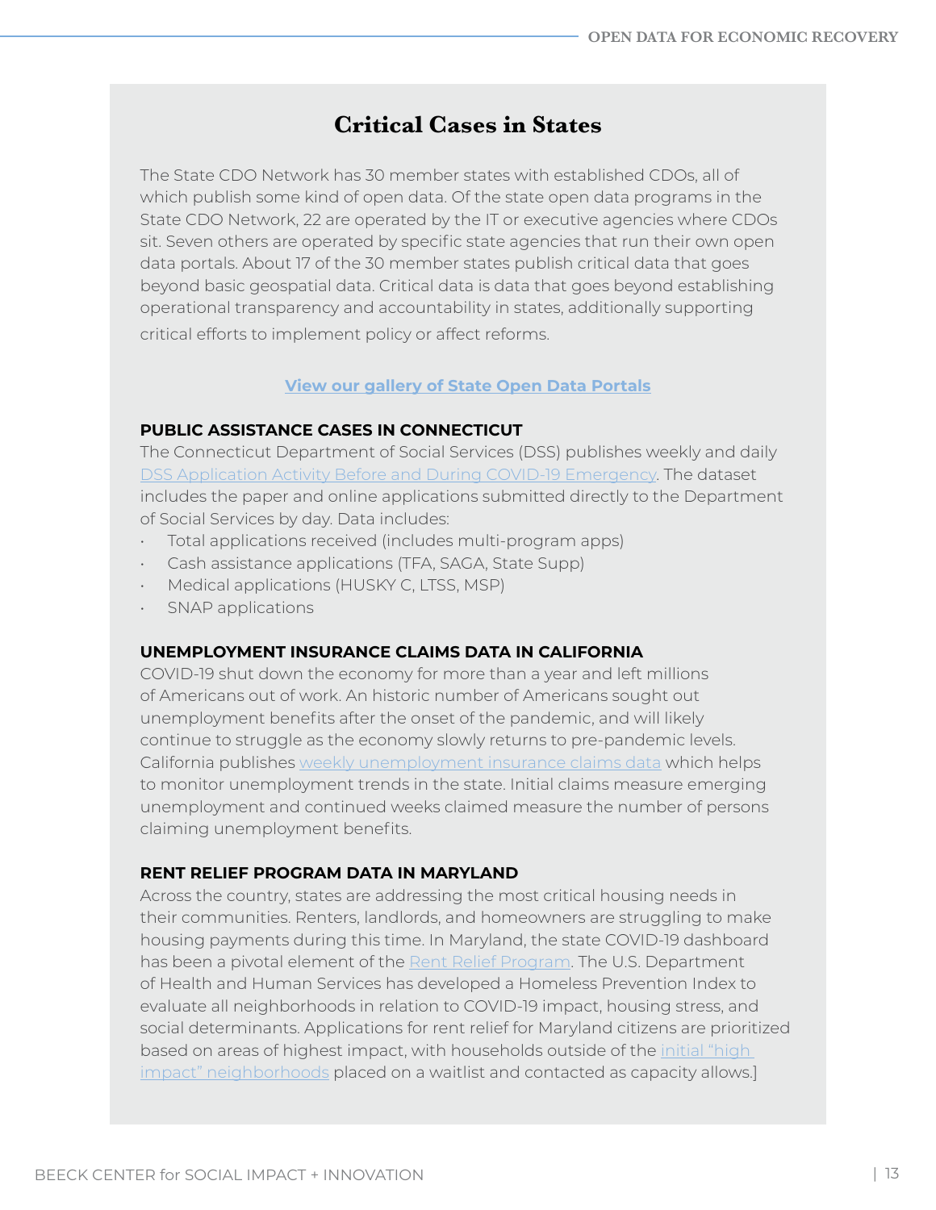## Critical Cases in States

The State CDO Network has 30 member states with established CDOs, all of which publish some kind of open data. Of the state open data programs in the State CDO Network, 22 are operated by the IT or executive agencies where CDOs sit. Seven others are operated by specific state agencies that run their own open data portals. About 17 of the 30 member states publish critical data that goes beyond basic geospatial data. Critical data is data that goes beyond establishing operational transparency and accountability in states, additionally supporting critical efforts to implement policy or affect reforms.

**View our gallery of State Open Data Portals**

**PUBLIC ASSISTANCE CASES IN CONNECTICUT**

The Connecticut Department of Social Services (DSS) publishes weekly and daily DSS Application Activity Before and During COVID-19 Emergency. The dataset includes the paper and online applications submitted directly to the Department of Social Services by day. Data includes:

- Total applications received (includes multi-program apps)
- Cash assistance applications (TFA, SAGA, State Supp)
- Medical applications (HUSKY C, LTSS, MSP)
- SNAP applications

**UNEMPLOYMENT INSURANCE CLAIMS DATA IN CALIFORNIA**

COVID-19 shut down the economy for more than a year and left millions of Americans out of work. An historic number of Americans sought out unemployment benefits after the onset of the pandemic, and will likely continue to struggle as the economy slowly returns to pre-pandemic levels. California publishes weekly unemployment insurance claims data which helps to monitor unemployment trends in the state. Initial claims measure emerging unemployment and continued weeks claimed measure the number of persons claiming unemployment benefits.

**RENT RELIEF PROGRAM DATA IN MARYLAND**

Across the country, states are addressing the most critical housing needs in their communities. Renters, landlords, and homeowners are struggling to make housing payments during this time. In Maryland, the state COVID-19 dashboard has been a pivotal element of the Rent Relief Program. The U.S. Department of Health and Human Services has developed a Homeless Prevention Index to evaluate all neighborhoods in relation to COVID-19 impact, housing stress, and social determinants. Applications for rent relief for Maryland citizens are prioritized based on areas of highest impact, with households outside of the initial "high impact" neighborhoods placed on a waitlist and contacted as capacity allows.]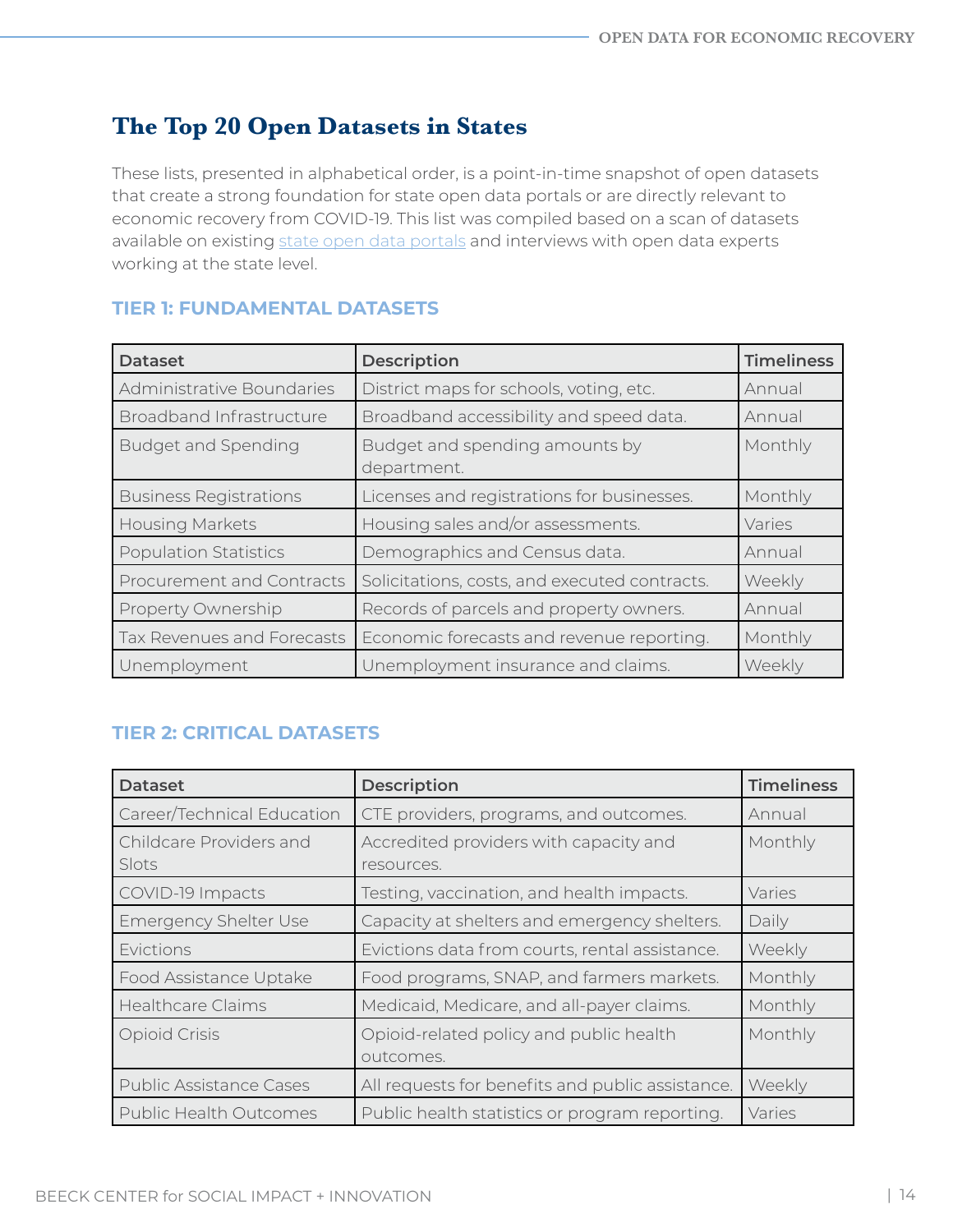## The Top 20 Open Datasets in States

These lists, presented in alphabetical order, is a point-in-time snapshot of open datasets that create a strong foundation for state open data portals or are directly relevant to economic recovery from COVID-19. This list was compiled based on a scan of datasets available on existing state open data portals and interviews with open data experts working at the state level.

### TIER 1: FUNDAMENTAL DATASETS

| Dataset | Description | Timeliness |
|---|---|---|
| Administrative Boundaries | District maps for schools, voting, etc. | Annual |
| Broadband Infrastructure | Broadband accessibility and speed data. | Annual |
| Budget and Spending | Budget and spending amounts by department. | Monthly |
| Business Registrations | Licenses and registrations for businesses. | Monthly |
| Housing Markets | Housing sales and/or assessments. | Varies |
| Population Statistics | Demographics and Census data. | Annual |
| Procurement and Contracts | Solicitations, costs, and executed contracts. | Weekly |
| Property Ownership | Records of parcels and property owners. | Annual |
| Tax Revenues and Forecasts | Economic forecasts and revenue reporting. | Monthly |
| Unemployment | Unemployment insurance and claims. | Weekly |

### TIER 2: CRITICAL DATASETS

| Dataset | Description | Timeliness |
|---|---|---|
| Career/Technical Education | CTE providers, programs, and outcomes. | Annual |
| Childcare Providers and Slots | Accredited providers with capacity and resources. | Monthly |
| COVID-19 Impacts | Testing, vaccination, and health impacts. | Varies |
| Emergency Shelter Use | Capacity at shelters and emergency shelters. | Daily |
| Evictions | Evictions data from courts, rental assistance. | Weekly |
| Food Assistance Uptake | Food programs, SNAP, and farmers markets. | Monthly |
| Healthcare Claims | Medicaid, Medicare, and all-payer claims. | Monthly |
| Opioid Crisis | Opioid-related policy and public health outcomes. | Monthly |
| Public Assistance Cases | All requests for benefits and public assistance. | Weekly |
| Public Health Outcomes | Public health statistics or program reporting. | Varies |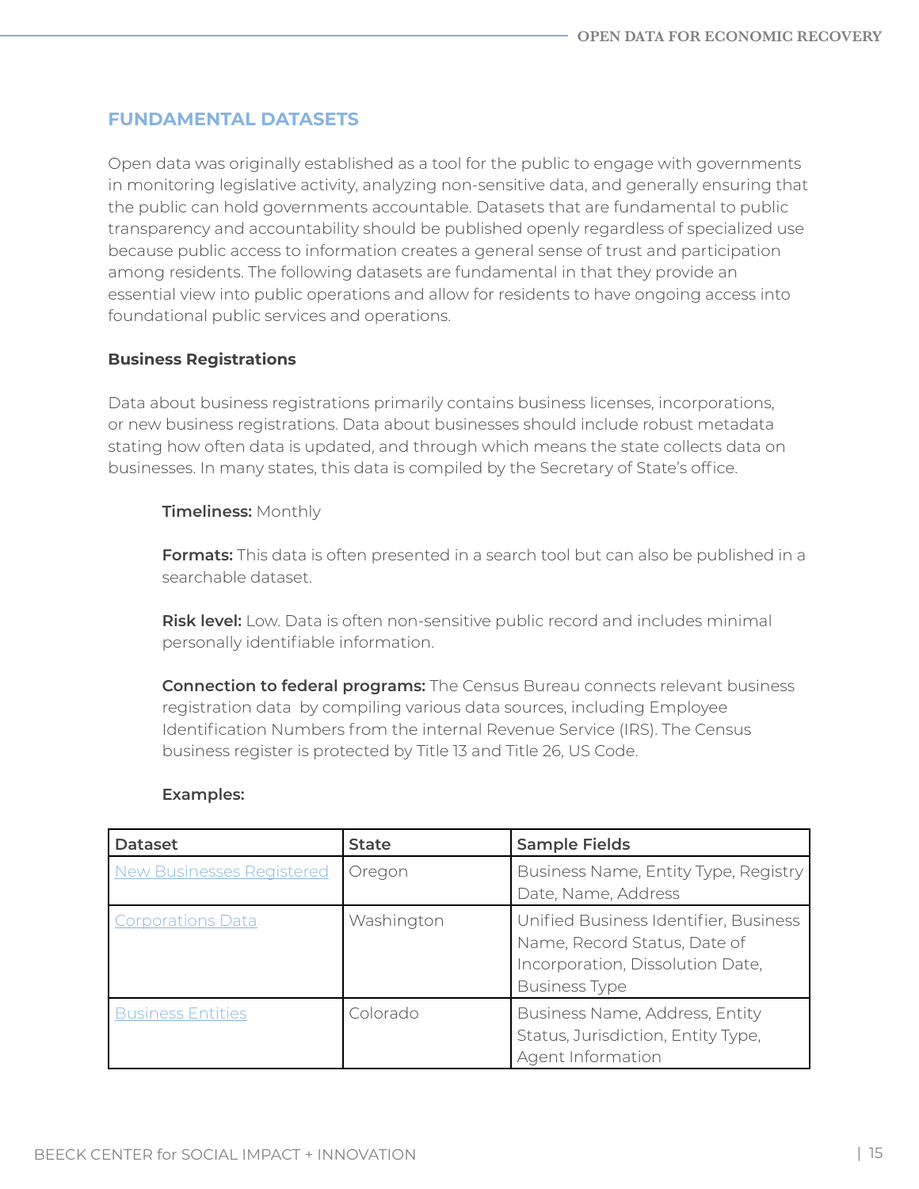## FUNDAMENTAL DATASETS

Open data was originally established as a tool for the public to engage with governments in monitoring legislative activity, analyzing non-sensitive data, and generally ensuring that the public can hold governments accountable. Datasets that are fundamental to public transparency and accountability should be published openly regardless of specialized use because public access to information creates a general sense of trust and participation among residents. The following datasets are fundamental in that they provide an essential view into public operations and allow for residents to have ongoing access into foundational public services and operations.

### Business Registrations

Data about business registrations primarily contains business licenses, incorporations, or new business registrations. Data about businesses should include robust metadata stating how often data is updated, and through which means the state collects data on businesses. In many states, this data is compiled by the Secretary of State's office.

**Timeliness:** Monthly

**Formats:** This data is often presented in a search tool but can also be published in a searchable dataset.

**Risk level:** Low. Data is often non-sensitive public record and includes minimal personally identifiable information.

**Connection to federal programs:** The Census Bureau connects relevant business registration data by compiling various data sources, including Employee Identification Numbers from the internal Revenue Service (IRS). The Census business register is protected by Title 13 and Title 26, US Code.

**Examples:**

| Dataset | State | Sample Fields |
|---|---|---|
| New Businesses Registered | Oregon | Business Name, Entity Type, Registry Date, Name, Address |
| Corporations Data | Washington | Unified Business Identifier, Business Name, Record Status, Date of Incorporation, Dissolution Date, Business Type |
| Business Entities | Colorado | Business Name, Address, Entity Status, Jurisdiction, Entity Type, Agent Information |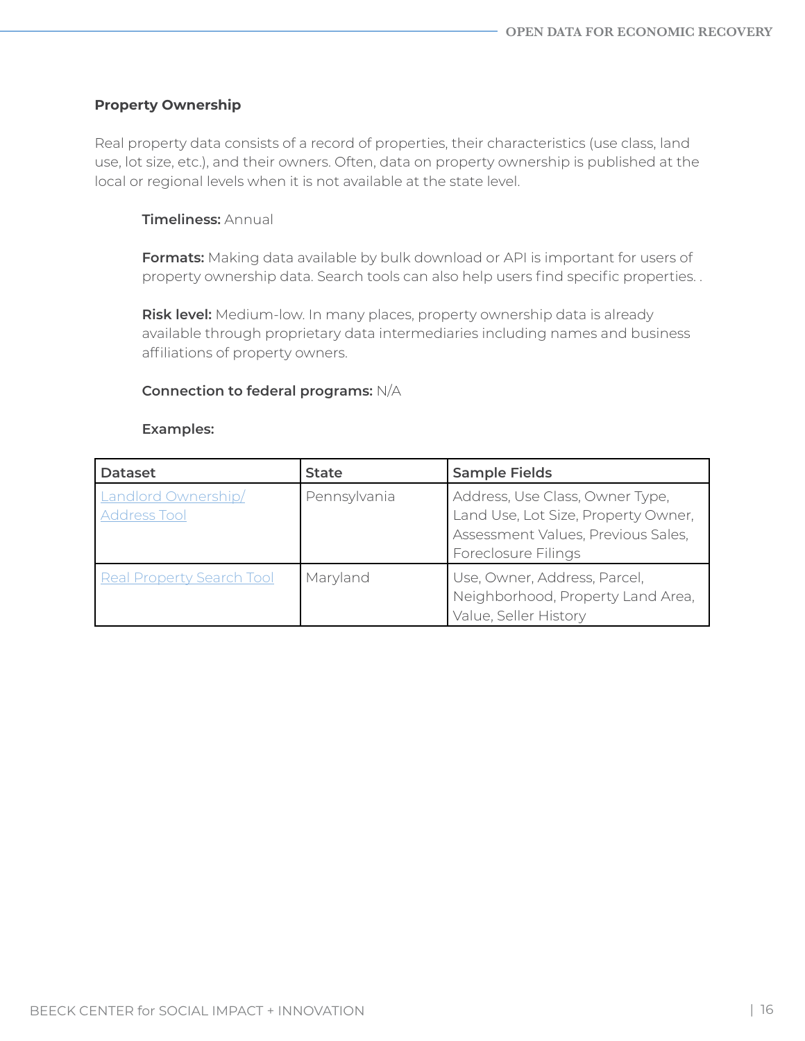**Property Ownership**

Real property data consists of a record of properties, their characteristics (use class, land use, lot size, etc.), and their owners. Often, data on property ownership is published at the local or regional levels when it is not available at the state level.

**Timeliness:** Annual

**Formats:** Making data available by bulk download or API is important for users of property ownership data. Search tools can also help users find specific properties. .

**Risk level:** Medium-low. In many places, property ownership data is already available through proprietary data intermediaries including names and business affiliations of property owners.

**Connection to federal programs:** N/A

**Examples:**

| Dataset | State | Sample Fields |
| --- | --- | --- |
| Landlord Ownership/ Address Tool | Pennsylvania | Address, Use Class, Owner Type, Land Use, Lot Size, Property Owner, Assessment Values, Previous Sales, Foreclosure Filings |
| Real Property Search Tool | Maryland | Use, Owner, Address, Parcel, Neighborhood, Property Land Area, Value, Seller History |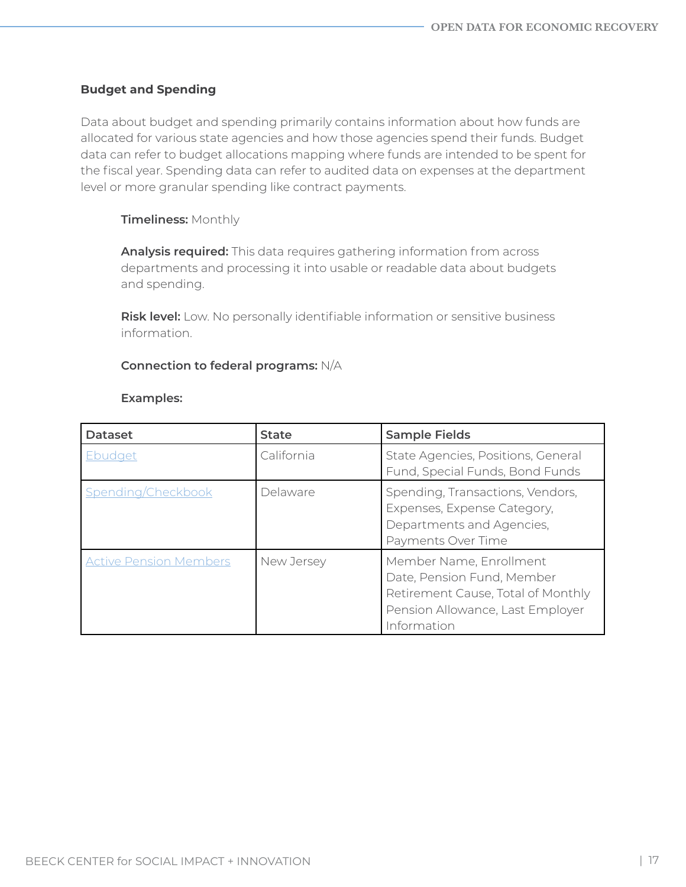### Budget and Spending

Data about budget and spending primarily contains information about how funds are allocated for various state agencies and how those agencies spend their funds. Budget data can refer to budget allocations mapping where funds are intended to be spent for the fiscal year. Spending data can refer to audited data on expenses at the department level or more granular spending like contract payments.

**Timeliness:** Monthly

**Analysis required:** This data requires gathering information from across departments and processing it into usable or readable data about budgets and spending.

**Risk level:** Low. No personally identifiable information or sensitive business information.

**Connection to federal programs:** N/A

**Examples:**

| Dataset | State | Sample Fields |
|---|---|---|
| Ebudget | California | State Agencies, Positions, General Fund, Special Funds, Bond Funds |
| Spending/Checkbook | Delaware | Spending, Transactions, Vendors, Expenses, Expense Category, Departments and Agencies, Payments Over Time |
| Active Pension Members | New Jersey | Member Name, Enrollment Date, Pension Fund, Member Retirement Cause, Total of Monthly Pension Allowance, Last Employer Information |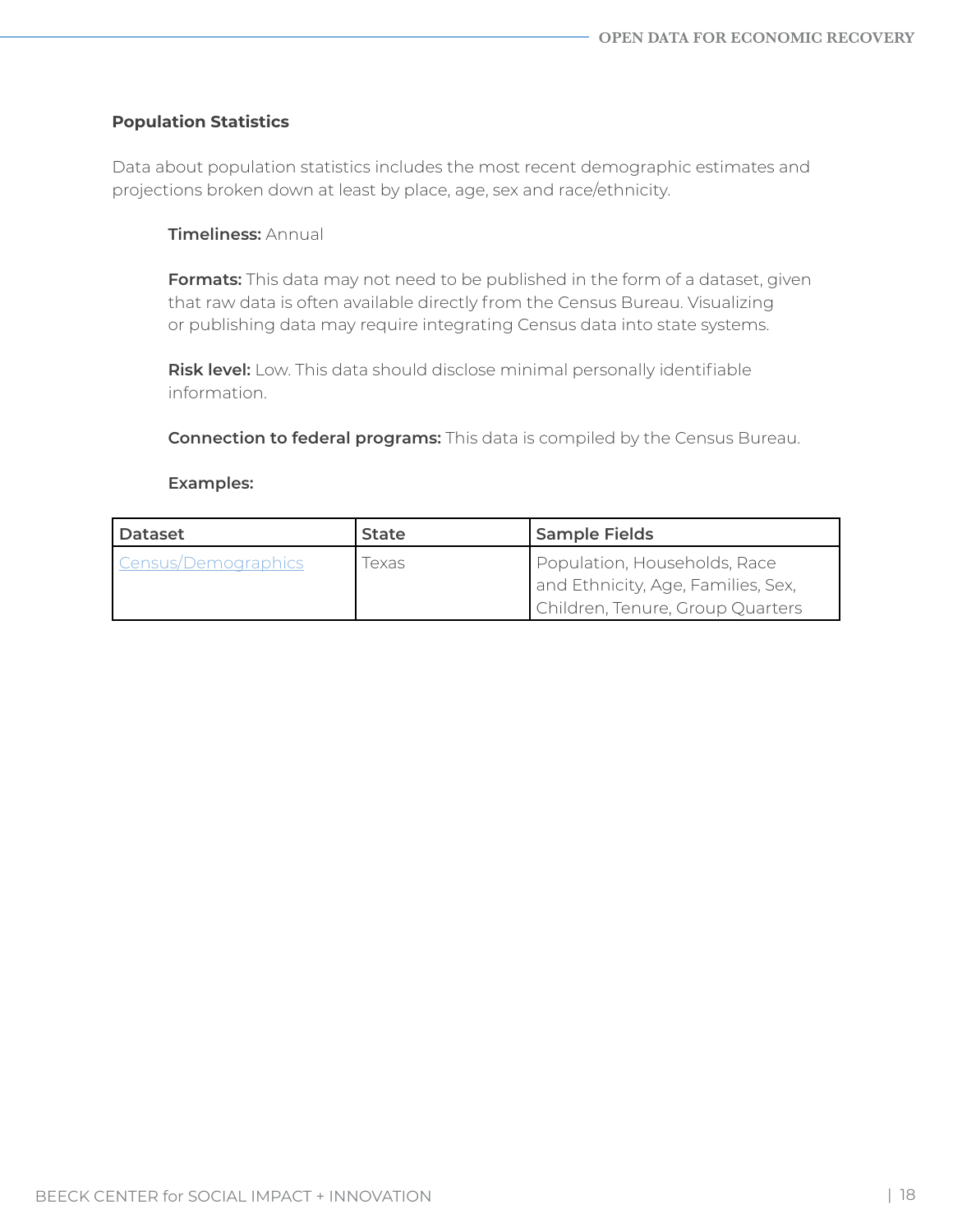### Population Statistics

Data about population statistics includes the most recent demographic estimates and projections broken down at least by place, age, sex and race/ethnicity.

**Timeliness:** Annual

**Formats:** This data may not need to be published in the form of a dataset, given that raw data is often available directly from the Census Bureau. Visualizing or publishing data may require integrating Census data into state systems.

**Risk level:** Low. This data should disclose minimal personally identifiable information.

**Connection to federal programs:** This data is compiled by the Census Bureau.

**Examples:**

| Dataset | State | Sample Fields |
| --- | --- | --- |
| Census/Demographics | Texas | Population, Households, Race and Ethnicity, Age, Families, Sex, Children, Tenure, Group Quarters |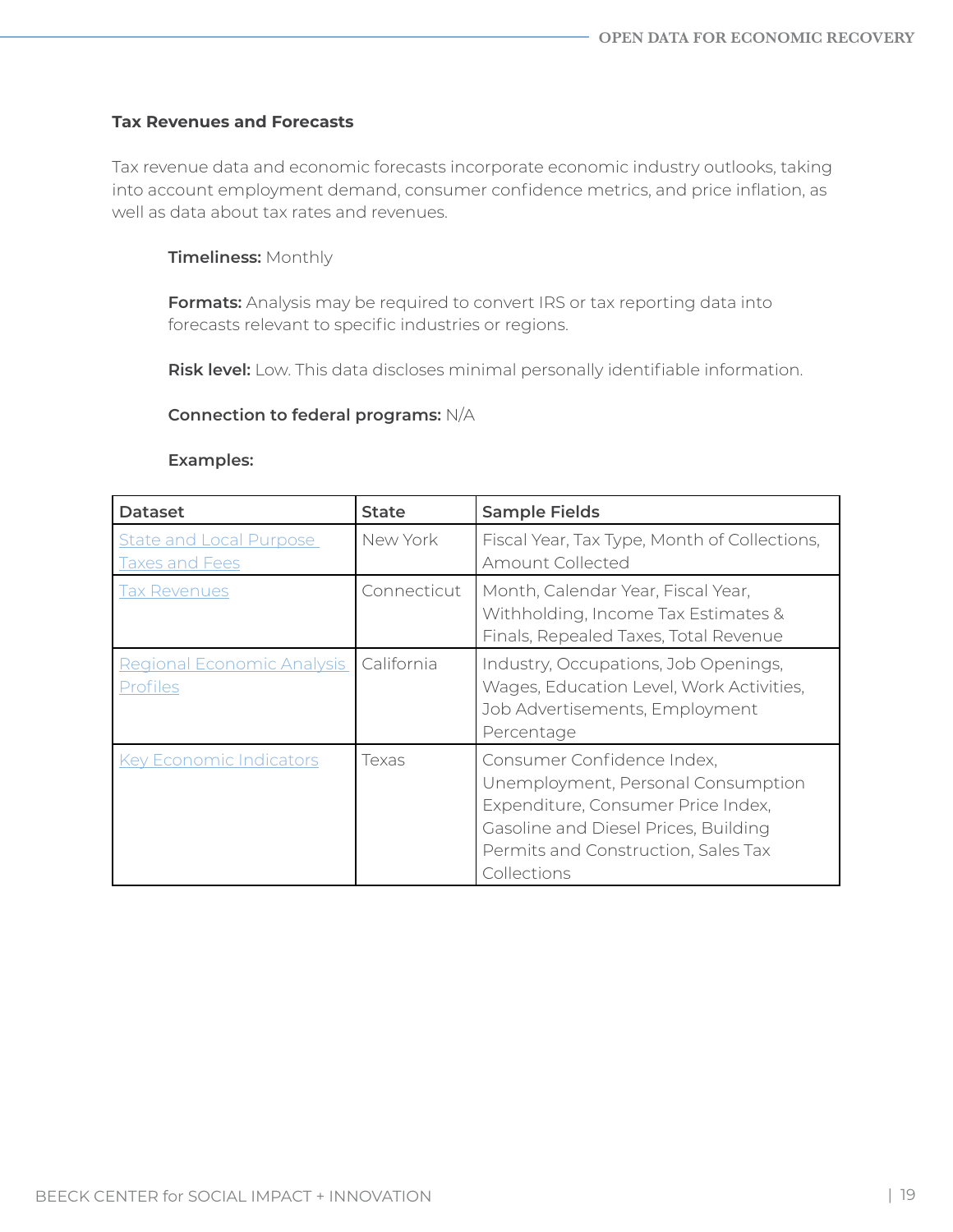**Tax Revenues and Forecasts**

Tax revenue data and economic forecasts incorporate economic industry outlooks, taking into account employment demand, consumer confidence metrics, and price inflation, as well as data about tax rates and revenues.

**Timeliness:** Monthly

**Formats:** Analysis may be required to convert IRS or tax reporting data into forecasts relevant to specific industries or regions.

**Risk level:** Low. This data discloses minimal personally identifiable information.

**Connection to federal programs:** N/A

**Examples:**

| Dataset | State | Sample Fields |
|---|---|---|
| State and Local Purpose Taxes and Fees | New York | Fiscal Year, Tax Type, Month of Collections, Amount Collected |
| Tax Revenues | Connecticut | Month, Calendar Year, Fiscal Year, Withholding, Income Tax Estimates & Finals, Repealed Taxes, Total Revenue |
| Regional Economic Analysis Profiles | California | Industry, Occupations, Job Openings, Wages, Education Level, Work Activities, Job Advertisements, Employment Percentage |
| Key Economic Indicators | Texas | Consumer Confidence Index, Unemployment, Personal Consumption Expenditure, Consumer Price Index, Gasoline and Diesel Prices, Building Permits and Construction, Sales Tax Collections |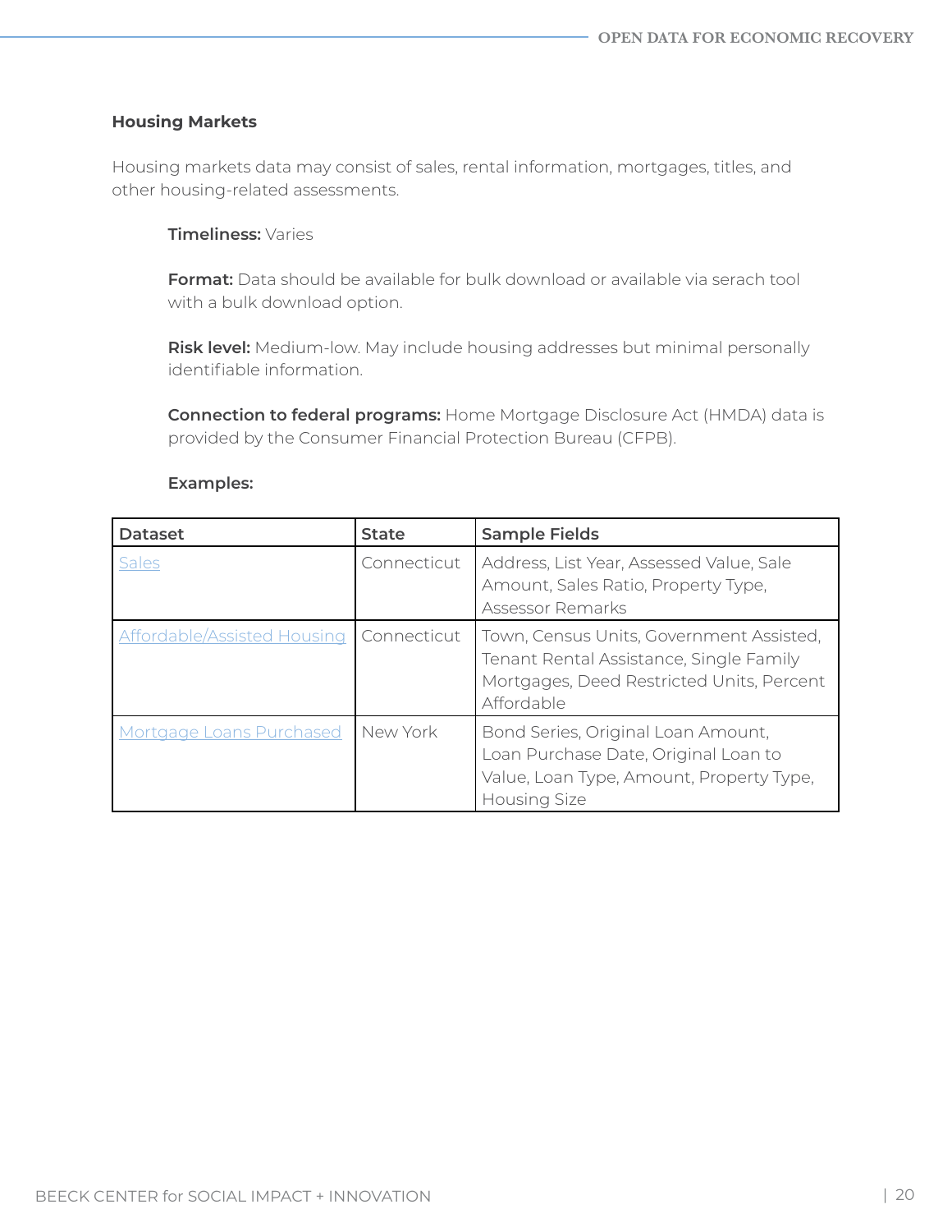### Housing Markets

Housing markets data may consist of sales, rental information, mortgages, titles, and other housing-related assessments.

**Timeliness:** Varies

**Format:** Data should be available for bulk download or available via serach tool with a bulk download option.

**Risk level:** Medium-low. May include housing addresses but minimal personally identifiable information.

**Connection to federal programs:** Home Mortgage Disclosure Act (HMDA) data is provided by the Consumer Financial Protection Bureau (CFPB).

**Examples:**

| Dataset | State | Sample Fields |
| --- | --- | --- |
| Sales | Connecticut | Address, List Year, Assessed Value, Sale Amount, Sales Ratio, Property Type, Assessor Remarks |
| Affordable/Assisted Housing | Connecticut | Town, Census Units, Government Assisted, Tenant Rental Assistance, Single Family Mortgages, Deed Restricted Units, Percent Affordable |
| Mortgage Loans Purchased | New York | Bond Series, Original Loan Amount, Loan Purchase Date, Original Loan to Value, Loan Type, Amount, Property Type, Housing Size |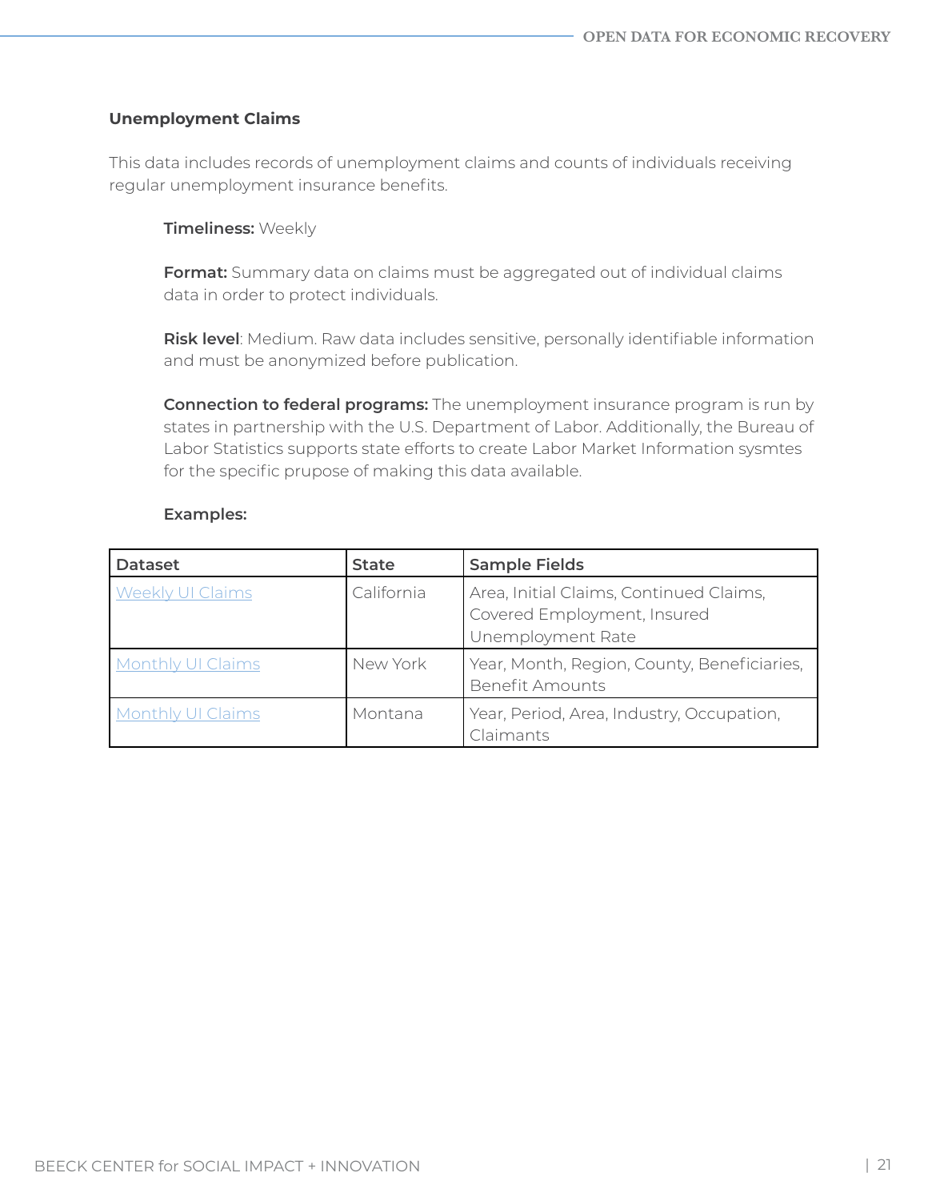**Unemployment Claims**

This data includes records of unemployment claims and counts of individuals receiving regular unemployment insurance benefits.

**Timeliness:** Weekly

**Format:** Summary data on claims must be aggregated out of individual claims data in order to protect individuals.

**Risk level**: Medium. Raw data includes sensitive, personally identifiable information and must be anonymized before publication.

**Connection to federal programs:** The unemployment insurance program is run by states in partnership with the U.S. Department of Labor. Additionally, the Bureau of Labor Statistics supports state efforts to create Labor Market Information sysmtes for the specific prupose of making this data available.

**Examples:**

| Dataset | State | Sample Fields |
|---|---|---|
| Weekly UI Claims | California | Area, Initial Claims, Continued Claims, Covered Employment, Insured Unemployment Rate |
| Monthly UI Claims | New York | Year, Month, Region, County, Beneficiaries, Benefit Amounts |
| Monthly UI Claims | Montana | Year, Period, Area, Industry, Occupation, Claimants |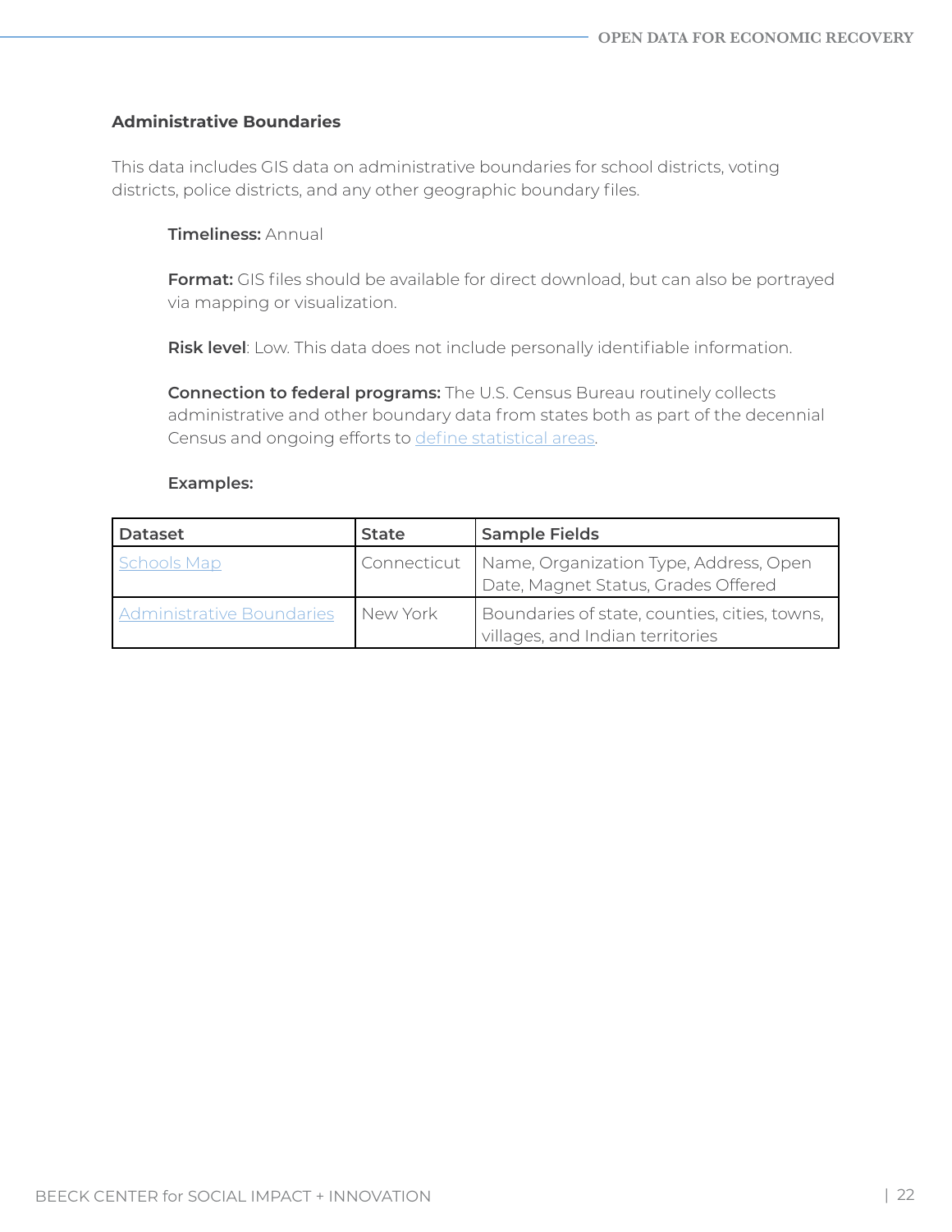### Administrative Boundaries

This data includes GIS data on administrative boundaries for school districts, voting districts, police districts, and any other geographic boundary files.

**Timeliness:** Annual

**Format:** GIS files should be available for direct download, but can also be portrayed via mapping or visualization.

**Risk level**: Low. This data does not include personally identifiable information.

**Connection to federal programs:** The U.S. Census Bureau routinely collects administrative and other boundary data from states both as part of the decennial Census and ongoing efforts to define statistical areas.

**Examples:**

| Dataset | State | Sample Fields |
| --- | --- | --- |
| Schools Map | Connecticut | Name, Organization Type, Address, Open Date, Magnet Status, Grades Offered |
| Administrative Boundaries | New York | Boundaries of state, counties, cities, towns, villages, and Indian territories |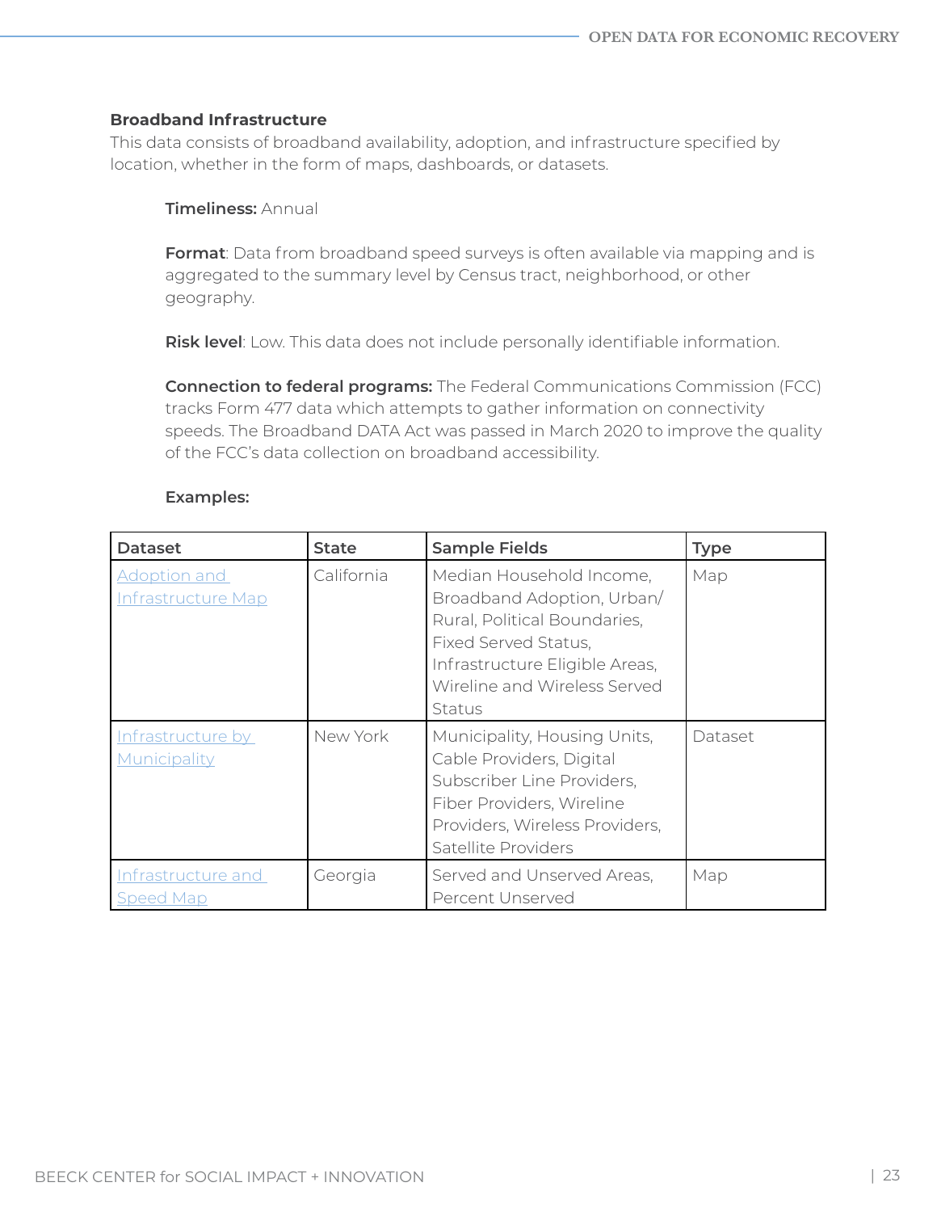**Broadband Infrastructure**

This data consists of broadband availability, adoption, and infrastructure specified by location, whether in the form of maps, dashboards, or datasets.

**Timeliness:** Annual

**Format**: Data from broadband speed surveys is often available via mapping and is aggregated to the summary level by Census tract, neighborhood, or other geography.

**Risk level**: Low. This data does not include personally identifiable information.

**Connection to federal programs:** The Federal Communications Commission (FCC) tracks Form 477 data which attempts to gather information on connectivity speeds. The Broadband DATA Act was passed in March 2020 to improve the quality of the FCC's data collection on broadband accessibility.

**Examples:**

| Dataset | State | Sample Fields | Type |
| --- | --- | --- | --- |
| Adoption and Infrastructure Map | California | Median Household Income, Broadband Adoption, Urban/ Rural, Political Boundaries, Fixed Served Status, Infrastructure Eligible Areas, Wireline and Wireless Served Status | Map |
| Infrastructure by Municipality | New York | Municipality, Housing Units, Cable Providers, Digital Subscriber Line Providers, Fiber Providers, Wireline Providers, Wireless Providers, Satellite Providers | Dataset |
| Infrastructure and Speed Map | Georgia | Served and Unserved Areas, Percent Unserved | Map |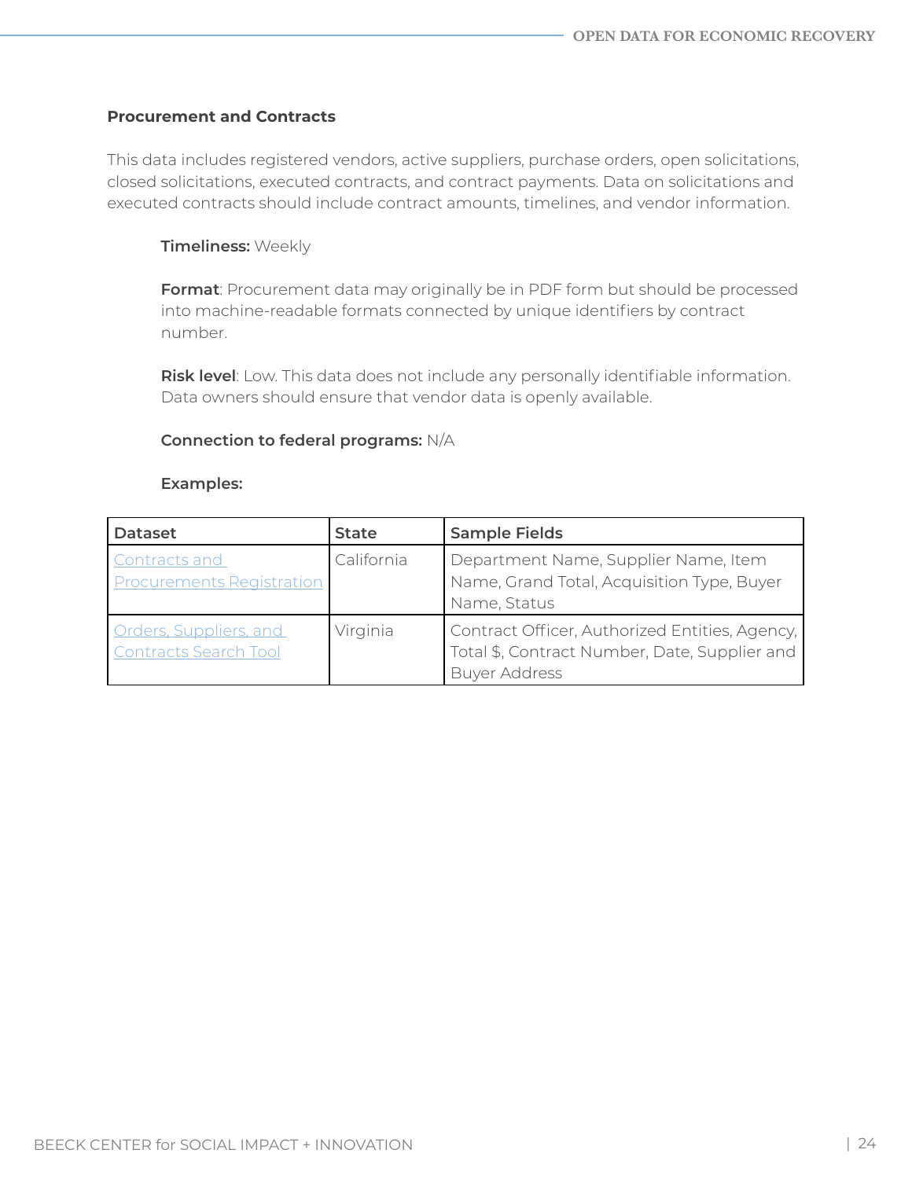**Procurement and Contracts**

This data includes registered vendors, active suppliers, purchase orders, open solicitations, closed solicitations, executed contracts, and contract payments. Data on solicitations and executed contracts should include contract amounts, timelines, and vendor information.

**Timeliness:** Weekly

**Format**: Procurement data may originally be in PDF form but should be processed into machine-readable formats connected by unique identifiers by contract number.

**Risk level**: Low. This data does not include any personally identifiable information. Data owners should ensure that vendor data is openly available.

**Connection to federal programs:** N/A

**Examples:**

| Dataset | State | Sample Fields |
| --- | --- | --- |
| Contracts and Procurements Registration | California | Department Name, Supplier Name, Item Name, Grand Total, Acquisition Type, Buyer Name, Status |
| Orders, Suppliers, and Contracts Search Tool | Virginia | Contract Officer, Authorized Entities, Agency, Total $, Contract Number, Date, Supplier and Buyer Address |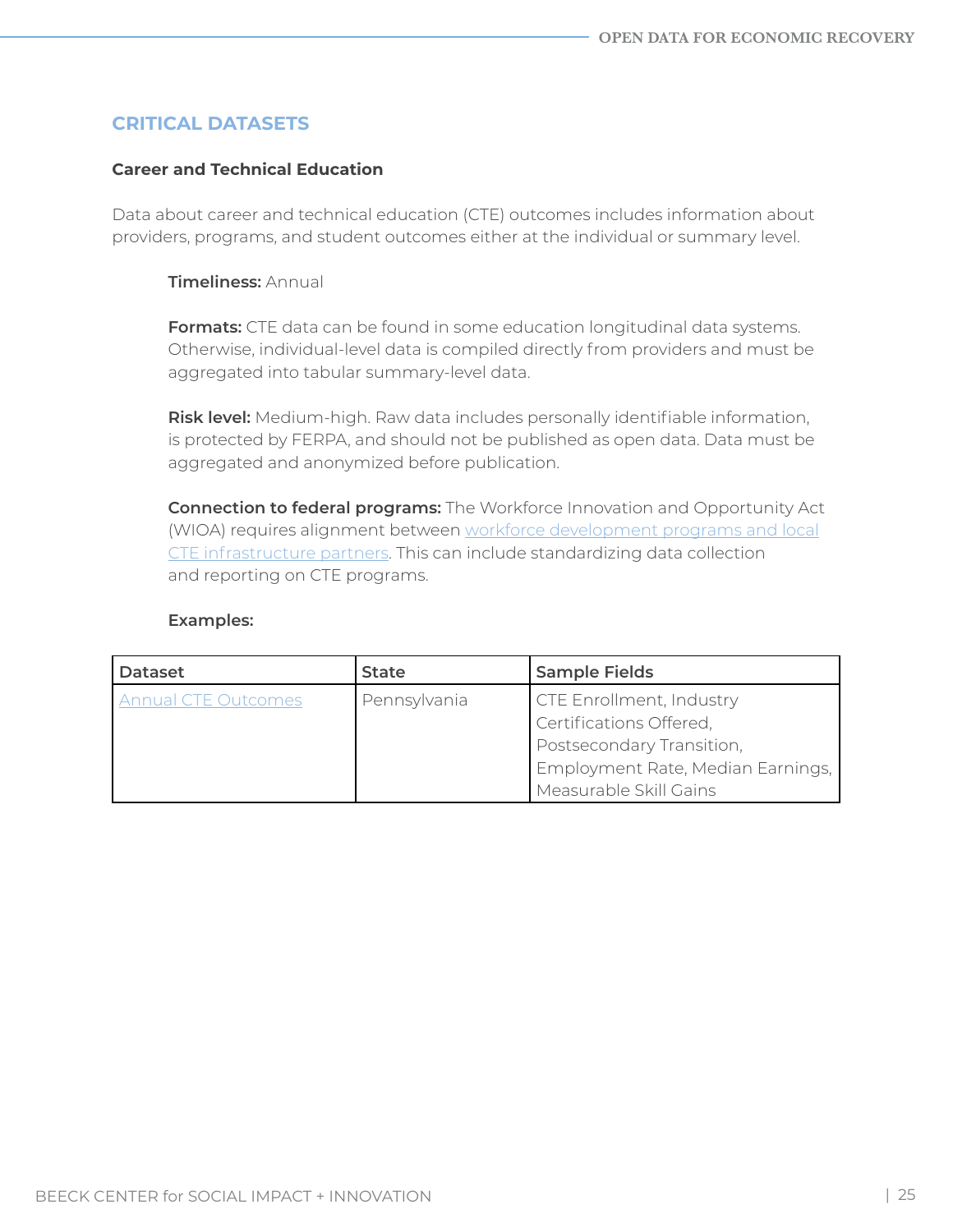## CRITICAL DATASETS

### Career and Technical Education

Data about career and technical education (CTE) outcomes includes information about providers, programs, and student outcomes either at the individual or summary level.

**Timeliness:** Annual

**Formats:** CTE data can be found in some education longitudinal data systems. Otherwise, individual-level data is compiled directly from providers and must be aggregated into tabular summary-level data.

**Risk level:** Medium-high. Raw data includes personally identifiable information, is protected by FERPA, and should not be published as open data. Data must be aggregated and anonymized before publication.

**Connection to federal programs:** The Workforce Innovation and Opportunity Act (WIOA) requires alignment between workforce development programs and local CTE infrastructure partners. This can include standardizing data collection and reporting on CTE programs.

**Examples:**

| Dataset | State | Sample Fields |
| --- | --- | --- |
| Annual CTE Outcomes | Pennsylvania | CTE Enrollment, Industry Certifications Offered, Postsecondary Transition, Employment Rate, Median Earnings, Measurable Skill Gains |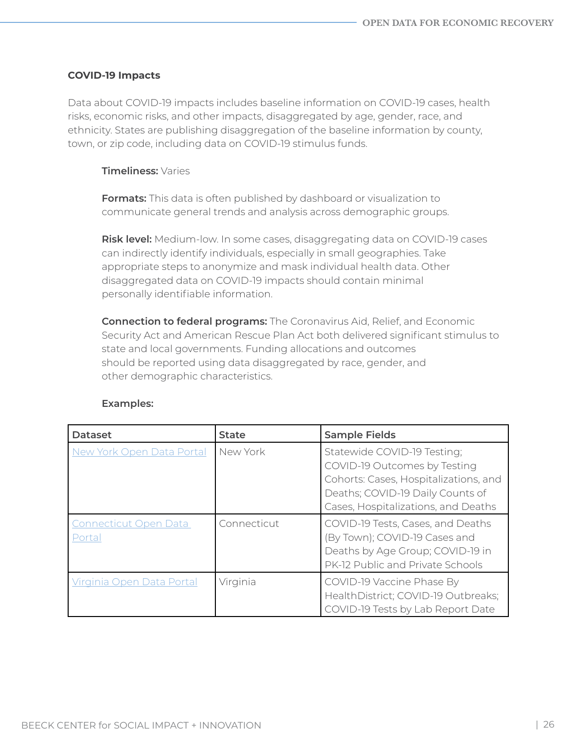### COVID-19 Impacts

Data about COVID-19 impacts includes baseline information on COVID-19 cases, health risks, economic risks, and other impacts, disaggregated by age, gender, race, and ethnicity. States are publishing disaggregation of the baseline information by county, town, or zip code, including data on COVID-19 stimulus funds.

**Timeliness:** Varies

**Formats:** This data is often published by dashboard or visualization to communicate general trends and analysis across demographic groups.

**Risk level:** Medium-low. In some cases, disaggregating data on COVID-19 cases can indirectly identify individuals, especially in small geographies. Take appropriate steps to anonymize and mask individual health data. Other disaggregated data on COVID-19 impacts should contain minimal personally identifiable information.

**Connection to federal programs:** The Coronavirus Aid, Relief, and Economic Security Act and American Rescue Plan Act both delivered significant stimulus to state and local governments. Funding allocations and outcomes should be reported using data disaggregated by race, gender, and other demographic characteristics.

**Examples:**

| Dataset | State | Sample Fields |
|---|---|---|
| New York Open Data Portal | New York | Statewide COVID-19 Testing; COVID-19 Outcomes by Testing Cohorts: Cases, Hospitalizations, and Deaths; COVID-19 Daily Counts of Cases, Hospitalizations, and Deaths |
| Connecticut Open Data Portal | Connecticut | COVID-19 Tests, Cases, and Deaths (By Town); COVID-19 Cases and Deaths by Age Group; COVID-19 in PK-12 Public and Private Schools |
| Virginia Open Data Portal | Virginia | COVID-19 Vaccine Phase By HealthDistrict; COVID-19 Outbreaks; COVID-19 Tests by Lab Report Date |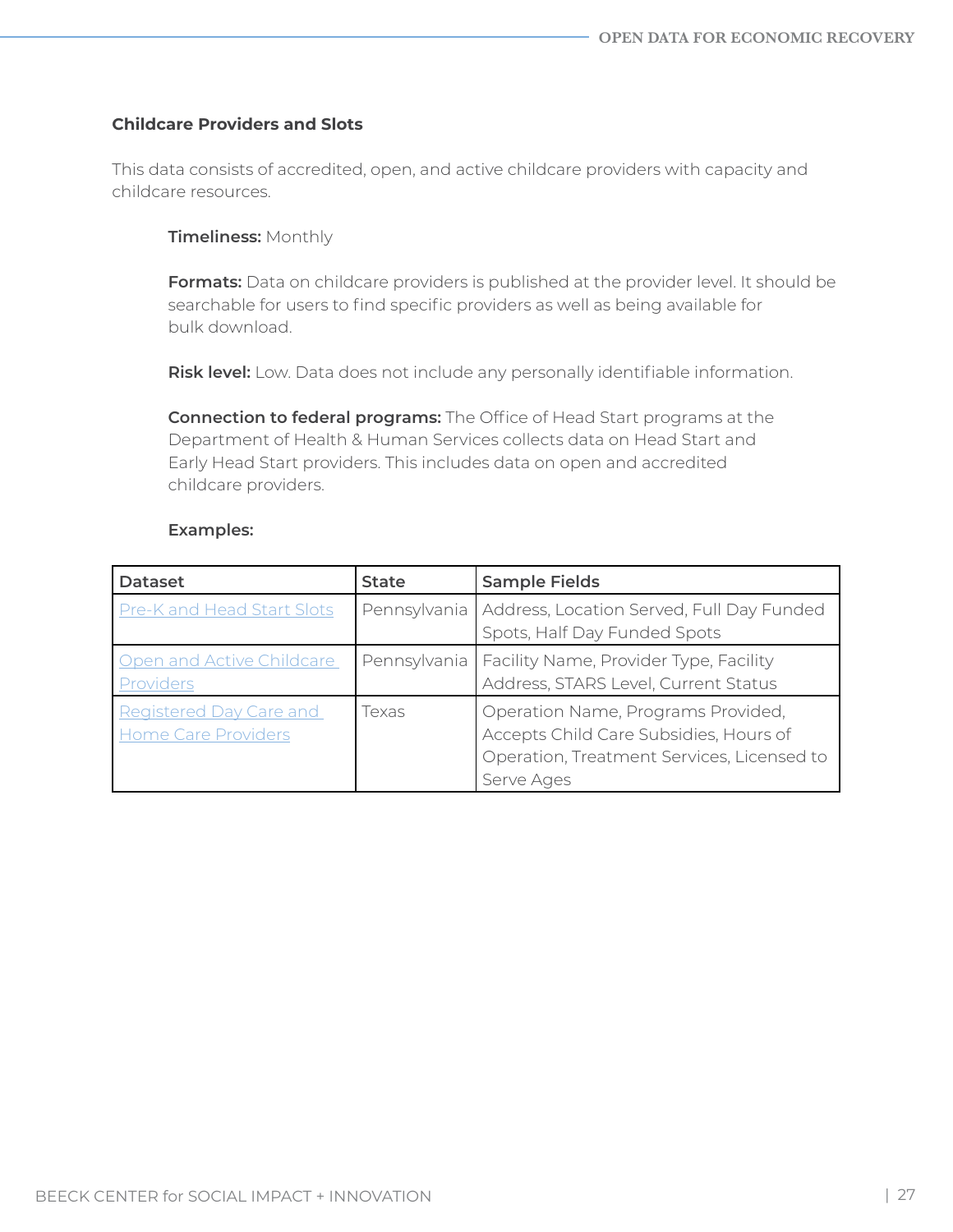### Childcare Providers and Slots

This data consists of accredited, open, and active childcare providers with capacity and childcare resources.

**Timeliness:** Monthly

**Formats:** Data on childcare providers is published at the provider level. It should be searchable for users to find specific providers as well as being available for bulk download.

**Risk level:** Low. Data does not include any personally identifiable information.

**Connection to federal programs:** The Office of Head Start programs at the Department of Health & Human Services collects data on Head Start and Early Head Start providers. This includes data on open and accredited childcare providers.

**Examples:**

| Dataset | State | Sample Fields |
| --- | --- | --- |
| Pre-K and Head Start Slots | Pennsylvania | Address, Location Served, Full Day Funded Spots, Half Day Funded Spots |
| Open and Active Childcare Providers | Pennsylvania | Facility Name, Provider Type, Facility Address, STARS Level, Current Status |
| Registered Day Care and Home Care Providers | Texas | Operation Name, Programs Provided, Accepts Child Care Subsidies, Hours of Operation, Treatment Services, Licensed to Serve Ages |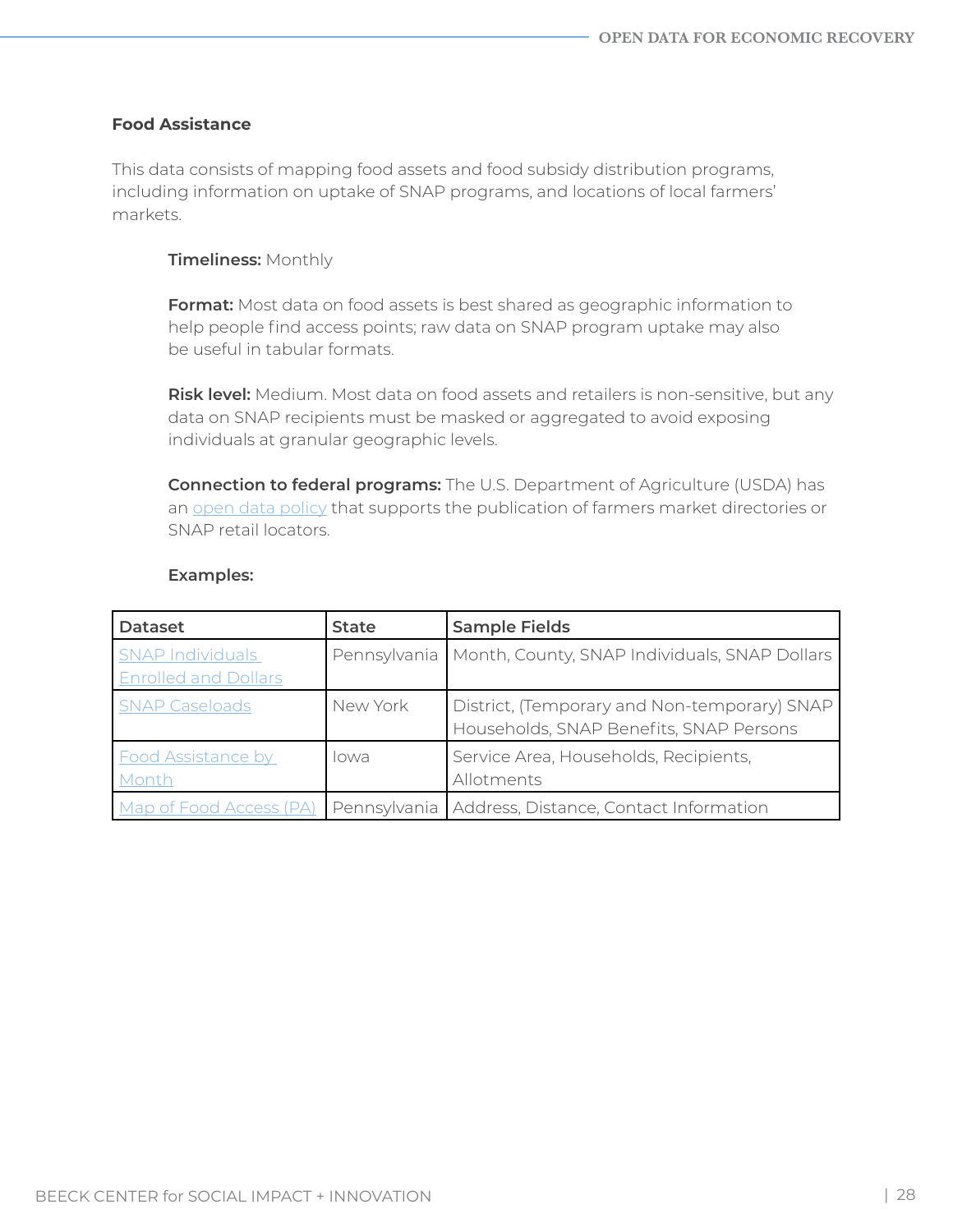### Food Assistance

This data consists of mapping food assets and food subsidy distribution programs, including information on uptake of SNAP programs, and locations of local farmers' markets.

**Timeliness:** Monthly

**Format:** Most data on food assets is best shared as geographic information to help people find access points; raw data on SNAP program uptake may also be useful in tabular formats.

**Risk level:** Medium. Most data on food assets and retailers is non-sensitive, but any data on SNAP recipients must be masked or aggregated to avoid exposing individuals at granular geographic levels.

**Connection to federal programs:** The U.S. Department of Agriculture (USDA) has an open data policy that supports the publication of farmers market directories or SNAP retail locators.

**Examples:**

| Dataset | State | Sample Fields |
|---|---|---|
| SNAP Individuals Enrolled and Dollars | Pennsylvania | Month, County, SNAP Individuals, SNAP Dollars |
| SNAP Caseloads | New York | District, (Temporary and Non-temporary) SNAP Households, SNAP Benefits, SNAP Persons |
| Food Assistance by Month | Iowa | Service Area, Households, Recipients, Allotments |
| Map of Food Access (PA) | Pennsylvania | Address, Distance, Contact Information |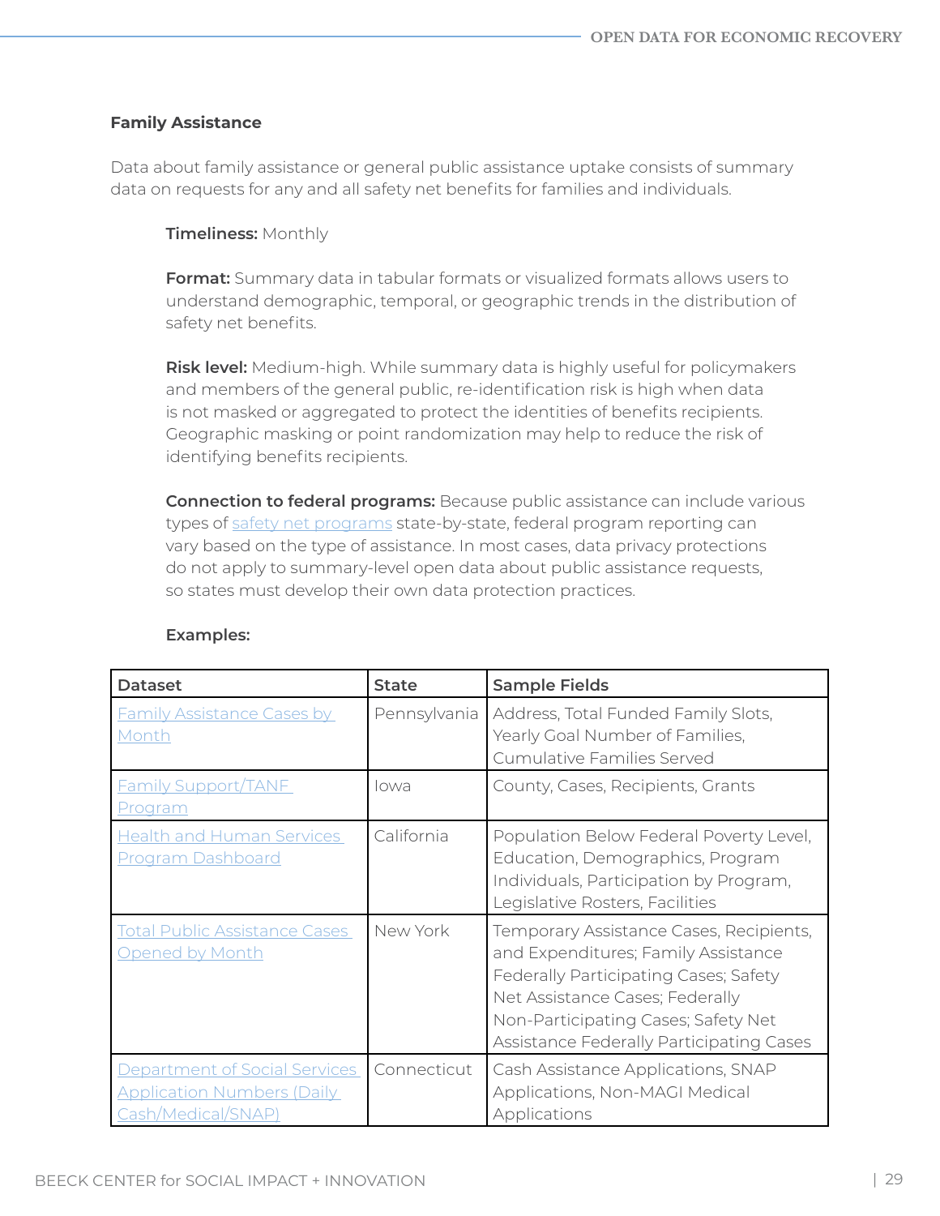**Family Assistance**

Data about family assistance or general public assistance uptake consists of summary data on requests for any and all safety net benefits for families and individuals.

**Timeliness:** Monthly

**Format:** Summary data in tabular formats or visualized formats allows users to understand demographic, temporal, or geographic trends in the distribution of safety net benefits.

**Risk level:** Medium-high. While summary data is highly useful for policymakers and members of the general public, re-identification risk is high when data is not masked or aggregated to protect the identities of benefits recipients. Geographic masking or point randomization may help to reduce the risk of identifying benefits recipients.

**Connection to federal programs:** Because public assistance can include various types of safety net programs state-by-state, federal program reporting can vary based on the type of assistance. In most cases, data privacy protections do not apply to summary-level open data about public assistance requests, so states must develop their own data protection practices.

**Examples:**

| Dataset | State | Sample Fields |
|---|---|---|
| Family Assistance Cases by Month | Pennsylvania | Address, Total Funded Family Slots, Yearly Goal Number of Families, Cumulative Families Served |
| Family Support/TANF Program | Iowa | County, Cases, Recipients, Grants |
| Health and Human Services Program Dashboard | California | Population Below Federal Poverty Level, Education, Demographics, Program Individuals, Participation by Program, Legislative Rosters, Facilities |
| Total Public Assistance Cases Opened by Month | New York | Temporary Assistance Cases, Recipients, and Expenditures; Family Assistance Federally Participating Cases; Safety Net Assistance Cases; Federally Non-Participating Cases; Safety Net Assistance Federally Participating Cases |
| Department of Social Services Application Numbers (Daily Cash/Medical/SNAP) | Connecticut | Cash Assistance Applications, SNAP Applications, Non-MAGI Medical Applications |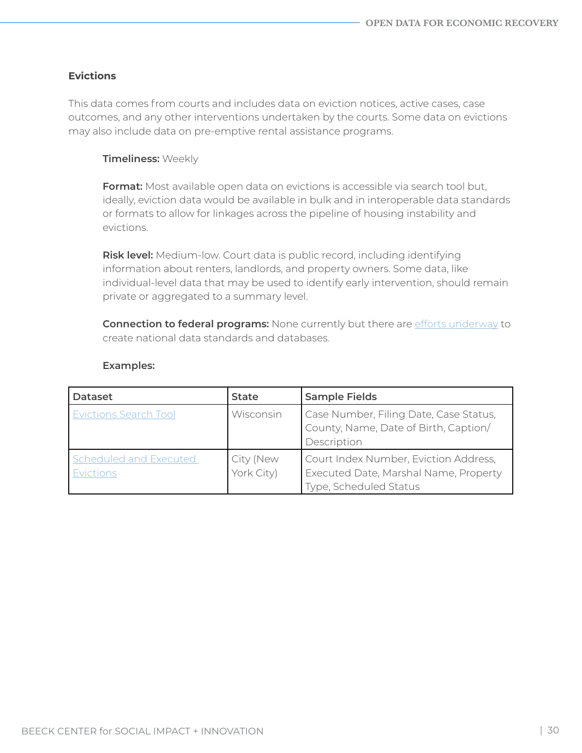### Evictions

This data comes from courts and includes data on eviction notices, active cases, case outcomes, and any other interventions undertaken by the courts. Some data on evictions may also include data on pre-emptive rental assistance programs.

**Timeliness:** Weekly

**Format:** Most available open data on evictions is accessible via search tool but, ideally, eviction data would be available in bulk and in interoperable data standards or formats to allow for linkages across the pipeline of housing instability and evictions.

**Risk level:** Medium-low. Court data is public record, including identifying information about renters, landlords, and property owners. Some data, like individual-level data that may be used to identify early intervention, should remain private or aggregated to a summary level.

**Connection to federal programs:** None currently but there are efforts underway to create national data standards and databases.

**Examples:**

| Dataset | State | Sample Fields |
| --- | --- | --- |
| Evictions Search Tool | Wisconsin | Case Number, Filing Date, Case Status, County, Name, Date of Birth, Caption/ Description |
| Scheduled and Executed Evictions | City (New York City) | Court Index Number, Eviction Address, Executed Date, Marshal Name, Property Type, Scheduled Status |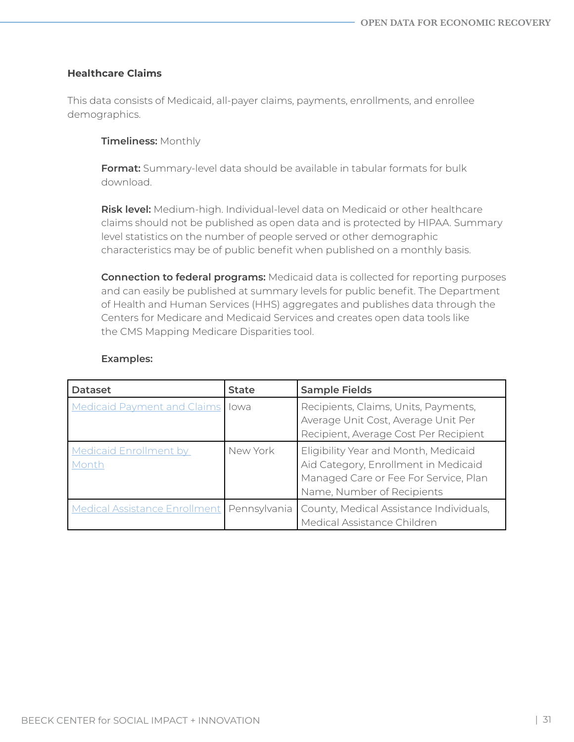### Healthcare Claims

This data consists of Medicaid, all-payer claims, payments, enrollments, and enrollee demographics.

**Timeliness:** Monthly

**Format:** Summary-level data should be available in tabular formats for bulk download.

**Risk level:** Medium-high. Individual-level data on Medicaid or other healthcare claims should not be published as open data and is protected by HIPAA. Summary level statistics on the number of people served or other demographic characteristics may be of public benefit when published on a monthly basis.

**Connection to federal programs:** Medicaid data is collected for reporting purposes and can easily be published at summary levels for public benefit. The Department of Health and Human Services (HHS) aggregates and publishes data through the Centers for Medicare and Medicaid Services and creates open data tools like the CMS Mapping Medicare Disparities tool.

**Examples:**

| Dataset | State | Sample Fields |
|---|---|---|
| Medicaid Payment and Claims | Iowa | Recipients, Claims, Units, Payments, Average Unit Cost, Average Unit Per Recipient, Average Cost Per Recipient |
| Medicaid Enrollment by Month | New York | Eligibility Year and Month, Medicaid Aid Category, Enrollment in Medicaid Managed Care or Fee For Service, Plan Name, Number of Recipients |
| Medical Assistance Enrollment | Pennsylvania | County, Medical Assistance Individuals, Medical Assistance Children |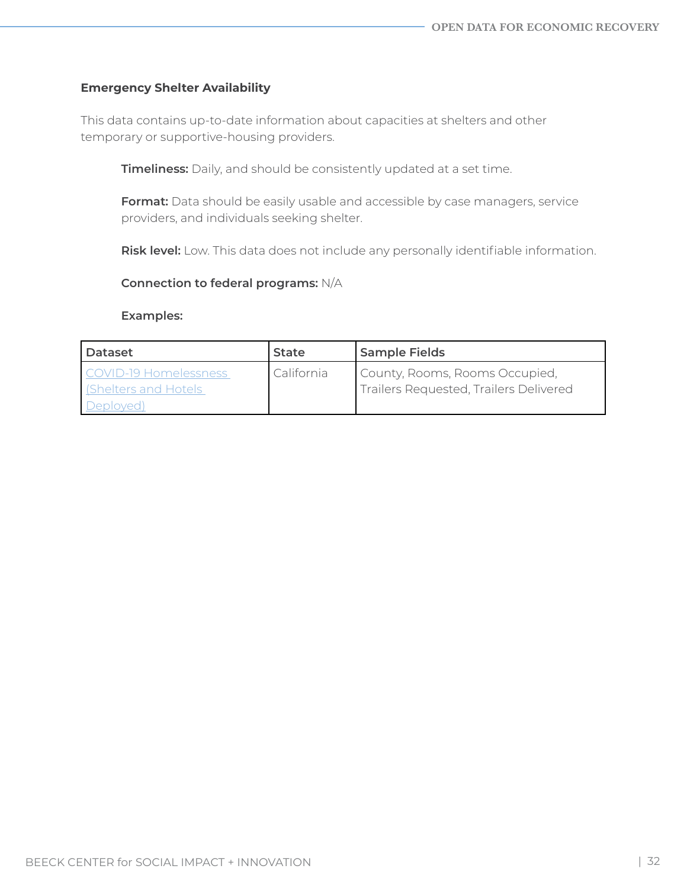**Emergency Shelter Availability**

This data contains up-to-date information about capacities at shelters and other temporary or supportive-housing providers.

**Timeliness:** Daily, and should be consistently updated at a set time.

**Format:** Data should be easily usable and accessible by case managers, service providers, and individuals seeking shelter.

**Risk level:** Low. This data does not include any personally identifiable information.

**Connection to federal programs:** N/A

**Examples:**

| Dataset | State | Sample Fields |
| --- | --- | --- |
| COVID-19 Homelessness (Shelters and Hotels Deployed) | California | County, Rooms, Rooms Occupied, Trailers Requested, Trailers Delivered |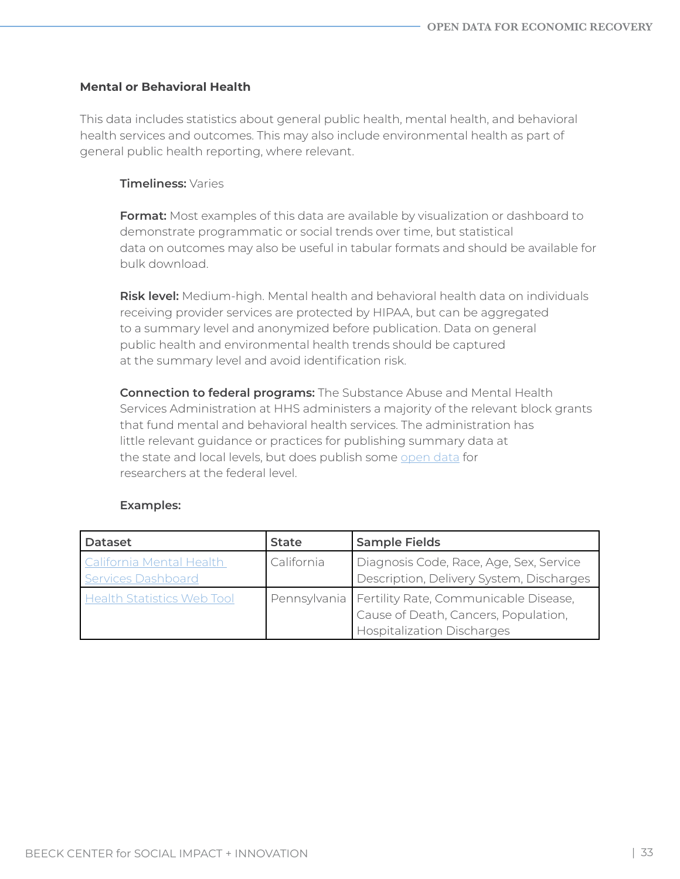### Mental or Behavioral Health

This data includes statistics about general public health, mental health, and behavioral health services and outcomes. This may also include environmental health as part of general public health reporting, where relevant.

**Timeliness:** Varies

**Format:** Most examples of this data are available by visualization or dashboard to demonstrate programmatic or social trends over time, but statistical data on outcomes may also be useful in tabular formats and should be available for bulk download.

**Risk level:** Medium-high. Mental health and behavioral health data on individuals receiving provider services are protected by HIPAA, but can be aggregated to a summary level and anonymized before publication. Data on general public health and environmental health trends should be captured at the summary level and avoid identification risk.

**Connection to federal programs:** The Substance Abuse and Mental Health Services Administration at HHS administers a majority of the relevant block grants that fund mental and behavioral health services. The administration has little relevant guidance or practices for publishing summary data at the state and local levels, but does publish some open data for researchers at the federal level.

**Examples:**

| Dataset | State | Sample Fields |
| --- | --- | --- |
| California Mental Health Services Dashboard | California | Diagnosis Code, Race, Age, Sex, Service Description, Delivery System, Discharges |
| Health Statistics Web Tool | Pennsylvania | Fertility Rate, Communicable Disease, Cause of Death, Cancers, Population, Hospitalization Discharges |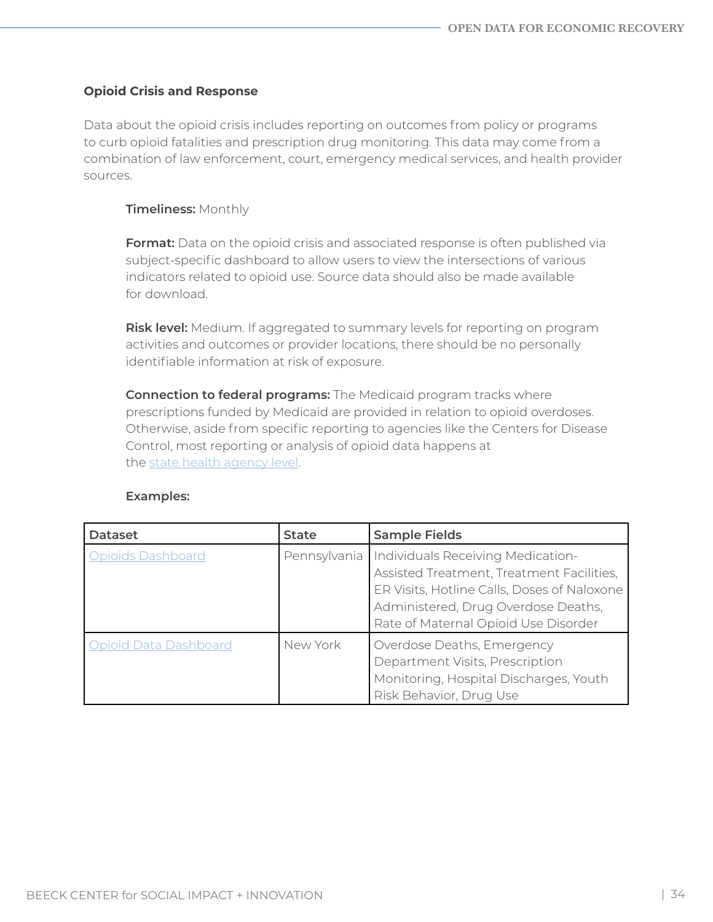### Opioid Crisis and Response

Data about the opioid crisis includes reporting on outcomes from policy or programs to curb opioid fatalities and prescription drug monitoring. This data may come from a combination of law enforcement, court, emergency medical services, and health provider sources.

**Timeliness:** Monthly

**Format:** Data on the opioid crisis and associated response is often published via subject-specific dashboard to allow users to view the intersections of various indicators related to opioid use. Source data should also be made available for download.

**Risk level:** Medium. If aggregated to summary levels for reporting on program activities and outcomes or provider locations, there should be no personally identifiable information at risk of exposure.

**Connection to federal programs:** The Medicaid program tracks where prescriptions funded by Medicaid are provided in relation to opioid overdoses. Otherwise, aside from specific reporting to agencies like the Centers for Disease Control, most reporting or analysis of opioid data happens at the state health agency level.

**Examples:**

| Dataset | State | Sample Fields |
| --- | --- | --- |
| Opioids Dashboard | Pennsylvania | Individuals Receiving Medication-Assisted Treatment, Treatment Facilities, ER Visits, Hotline Calls, Doses of Naloxone Administered, Drug Overdose Deaths, Rate of Maternal Opioid Use Disorder |
| Opioid Data Dashboard | New York | Overdose Deaths, Emergency Department Visits, Prescription Monitoring, Hospital Discharges, Youth Risk Behavior, Drug Use |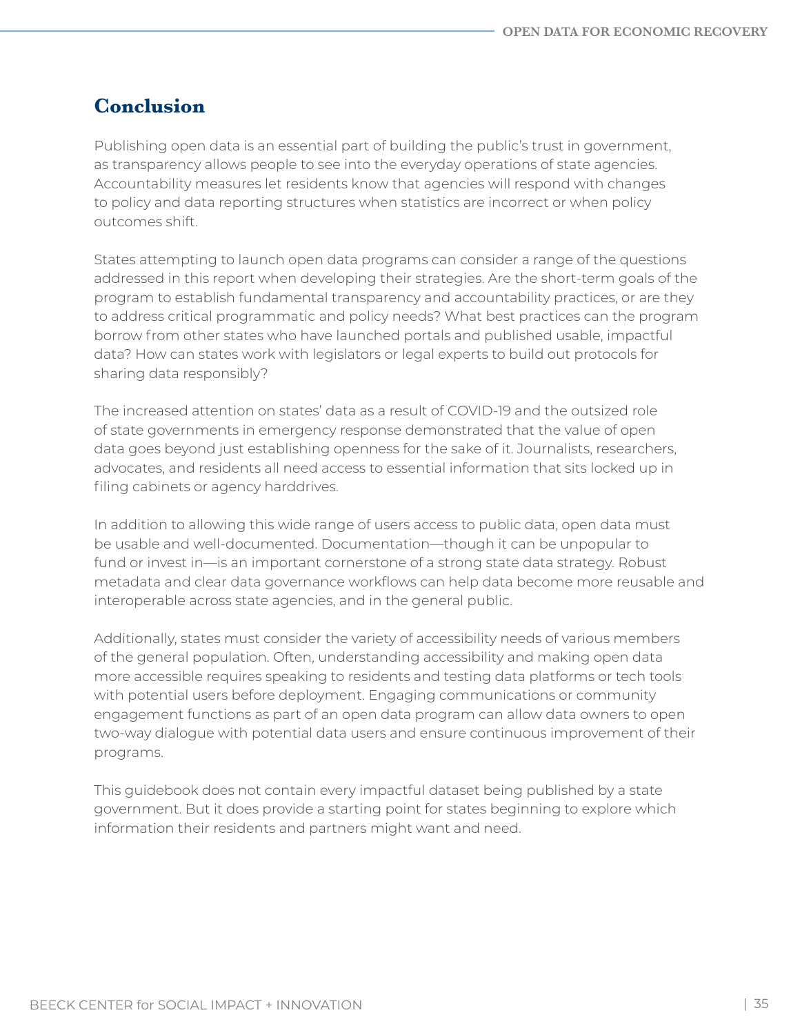## Conclusion

Publishing open data is an essential part of building the public's trust in government, as transparency allows people to see into the everyday operations of state agencies. Accountability measures let residents know that agencies will respond with changes to policy and data reporting structures when statistics are incorrect or when policy outcomes shift.

States attempting to launch open data programs can consider a range of the questions addressed in this report when developing their strategies. Are the short-term goals of the program to establish fundamental transparency and accountability practices, or are they to address critical programmatic and policy needs? What best practices can the program borrow from other states who have launched portals and published usable, impactful data? How can states work with legislators or legal experts to build out protocols for sharing data responsibly?

The increased attention on states' data as a result of COVID-19 and the outsized role of state governments in emergency response demonstrated that the value of open data goes beyond just establishing openness for the sake of it. Journalists, researchers, advocates, and residents all need access to essential information that sits locked up in filing cabinets or agency harddrives.

In addition to allowing this wide range of users access to public data, open data must be usable and well-documented. Documentation—though it can be unpopular to fund or invest in—is an important cornerstone of a strong state data strategy. Robust metadata and clear data governance workflows can help data become more reusable and interoperable across state agencies, and in the general public.

Additionally, states must consider the variety of accessibility needs of various members of the general population. Often, understanding accessibility and making open data more accessible requires speaking to residents and testing data platforms or tech tools with potential users before deployment. Engaging communications or community engagement functions as part of an open data program can allow data owners to open two-way dialogue with potential data users and ensure continuous improvement of their programs.

This guidebook does not contain every impactful dataset being published by a state government. But it does provide a starting point for states beginning to explore which information their residents and partners might want and need.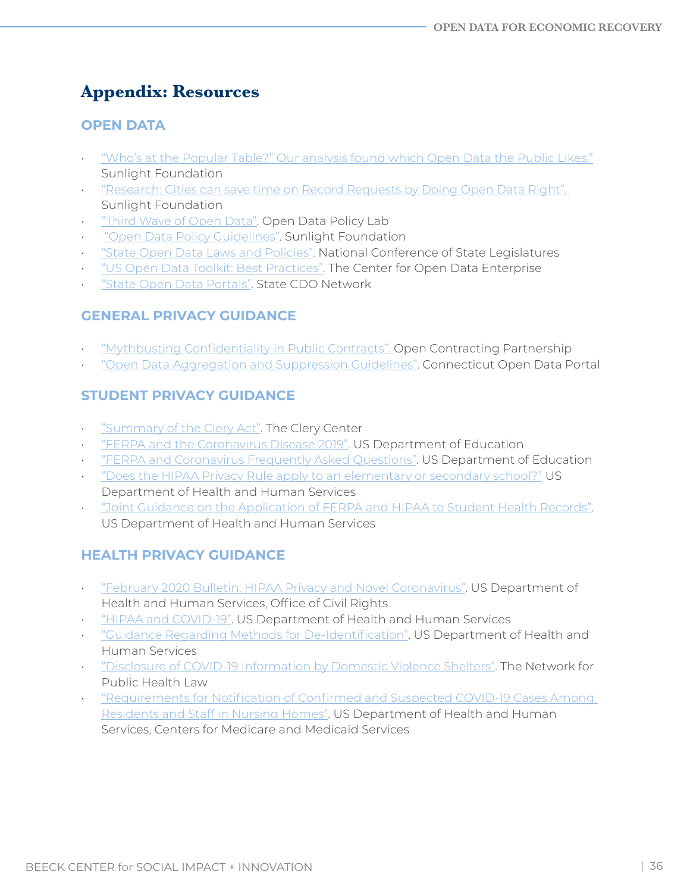# Appendix: Resources

## OPEN DATA

- "Who's at the Popular Table?" Our analysis found which Open Data the Public Likes." Sunlight Foundation
- "Research: Cities can save time on Record Requests by Doing Open Data Right". Sunlight Foundation
- "Third Wave of Open Data". Open Data Policy Lab
- "Open Data Policy Guidelines". Sunlight Foundation
- "State Open Data Laws and Policies". National Conference of State Legislatures
- "US Open Data Toolkit: Best Practices". The Center for Open Data Enterprise
- "State Open Data Portals". State CDO Network

## GENERAL PRIVACY GUIDANCE

- "Mythbusting Confidentiality in Public Contracts". Open Contracting Partnership
- "Open Data Aggregation and Suppression Guidelines". Connecticut Open Data Portal

## STUDENT PRIVACY GUIDANCE

- "Summary of the Clery Act". The Clery Center
- "FERPA and the Coronavirus Disease 2019". US Department of Education
- "FERPA and Coronavirus Frequently Asked Questions". US Department of Education
- "Does the HIPAA Privacy Rule apply to an elementary or secondary school?" US Department of Health and Human Services
- "Joint Guidance on the Application of FERPA and HIPAA to Student Health Records". US Department of Health and Human Services

## HEALTH PRIVACY GUIDANCE

- "February 2020 Bulletin: HIPAA Privacy and Novel Coronavirus". US Department of Health and Human Services, Office of Civil Rights
- "HIPAA and COVID-19". US Department of Health and Human Services
- "Guidance Regarding Methods for De-Identification". US Department of Health and Human Services
- "Disclosure of COVID-19 Information by Domestic Violence Shelters". The Network for Public Health Law
- "Requirements for Notification of Confirmed and Suspected COVID-19 Cases Among Residents and Staff in Nursing Homes". US Department of Health and Human Services, Centers for Medicare and Medicaid Services